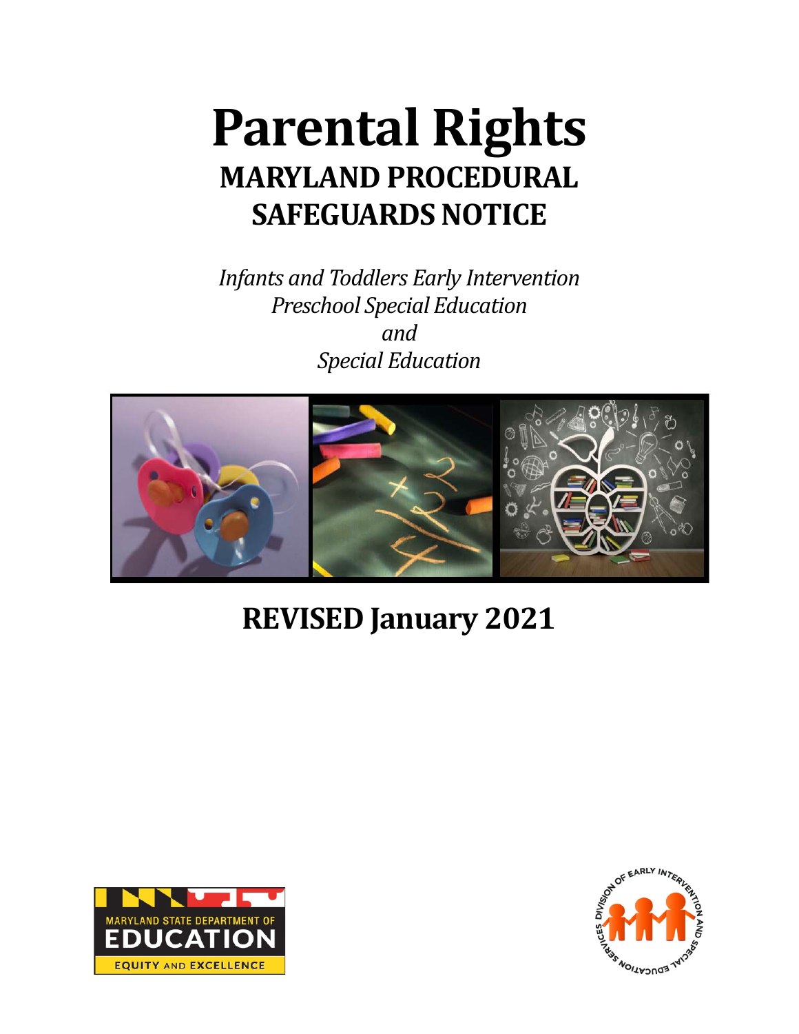# Parental Rights

## MARYLAND PROCEDURAL SAFEGUARDS NOTICE

*Infants and Toddlers Early Intervention*
*Preschool Special Education*
*and*
*Special Education*

## REVISED January 2021

MARYLAND STATE DEPARTMENT OF EDUCATION
EQUITY AND EXCELLENCE

DIVISION OF EARLY INTERVENTION AND SPECIAL EDUCATION SERVICES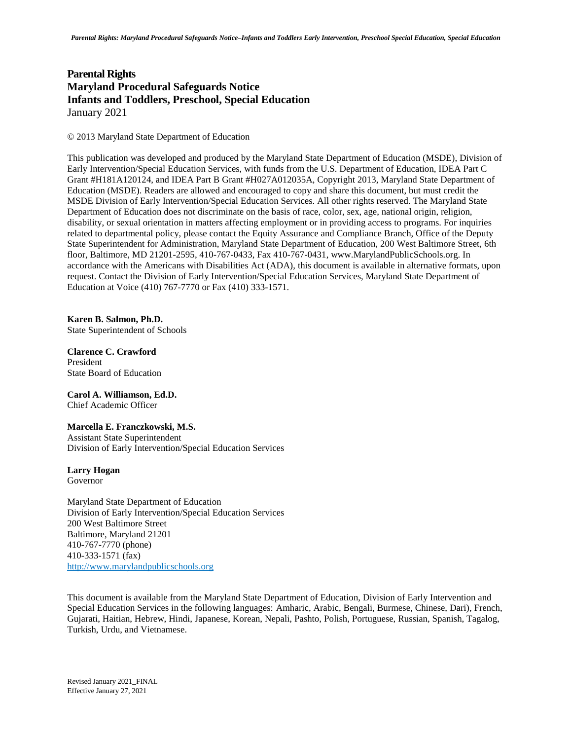# Parental Rights
# Maryland Procedural Safeguards Notice
# Infants and Toddlers, Preschool, Special Education

January 2021

© 2013 Maryland State Department of Education

This publication was developed and produced by the Maryland State Department of Education (MSDE), Division of Early Intervention/Special Education Services, with funds from the U.S. Department of Education, IDEA Part C Grant #H181A120124, and IDEA Part B Grant #H027A012035A, Copyright 2013, Maryland State Department of Education (MSDE). Readers are allowed and encouraged to copy and share this document, but must credit the MSDE Division of Early Intervention/Special Education Services. All other rights reserved. The Maryland State Department of Education does not discriminate on the basis of race, color, sex, age, national origin, religion, disability, or sexual orientation in matters affecting employment or in providing access to programs. For inquiries related to departmental policy, please contact the Equity Assurance and Compliance Branch, Office of the Deputy State Superintendent for Administration, Maryland State Department of Education, 200 West Baltimore Street, 6th floor, Baltimore, MD 21201-2595, 410-767-0433, Fax 410-767-0431, www.MarylandPublicSchools.org. In accordance with the Americans with Disabilities Act (ADA), this document is available in alternative formats, upon request. Contact the Division of Early Intervention/Special Education Services, Maryland State Department of Education at Voice (410) 767-7770 or Fax (410) 333-1571.

**Karen B. Salmon, Ph.D.**
State Superintendent of Schools

**Clarence C. Crawford**
President
State Board of Education

**Carol A. Williamson, Ed.D.**
Chief Academic Officer

**Marcella E. Franczkowski, M.S.**
Assistant State Superintendent
Division of Early Intervention/Special Education Services

**Larry Hogan**
Governor

Maryland State Department of Education
Division of Early Intervention/Special Education Services
200 West Baltimore Street
Baltimore, Maryland 21201
410-767-7770 (phone)
410-333-1571 (fax)
[http://www.marylandpublicschools.org](http://www.marylandpublicschools.org)

This document is available from the Maryland State Department of Education, Division of Early Intervention and Special Education Services in the following languages: Amharic, Arabic, Bengali, Burmese, Chinese, Dari), French, Gujarati, Haitian, Hebrew, Hindi, Japanese, Korean, Nepali, Pashto, Polish, Portuguese, Russian, Spanish, Tagalog, Turkish, Urdu, and Vietnamese.

Revised January 2021_FINAL
Effective January 27, 2021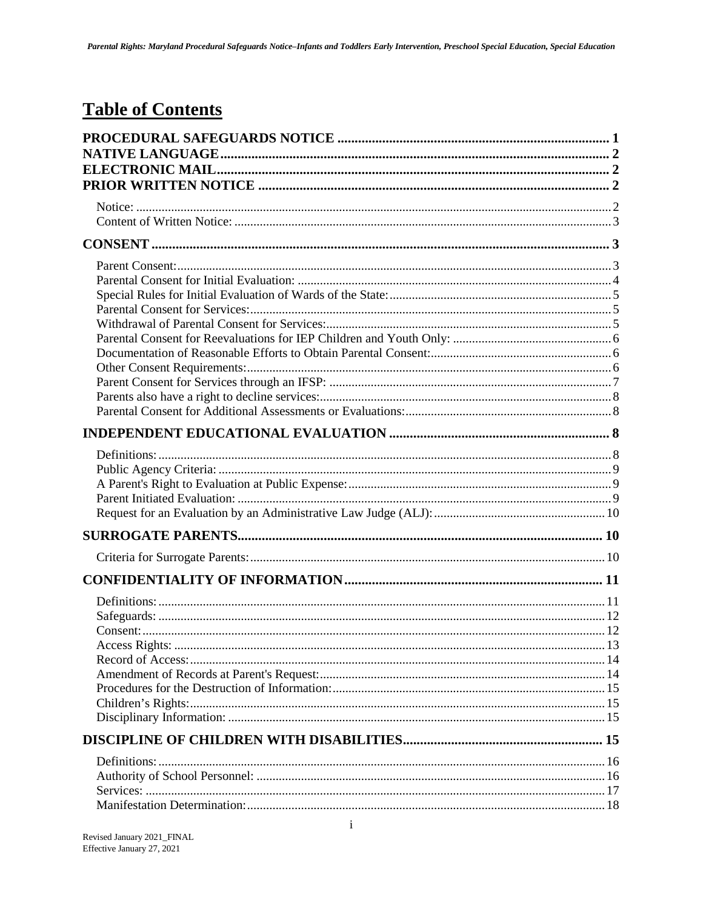# Table of Contents

**PROCEDURAL SAFEGUARDS NOTICE ........................................................................... 1**
**NATIVE LANGUAGE ............................................................................................................ 2**
**ELECTRONIC MAIL ............................................................................................................ 2**
**PRIOR WRITTEN NOTICE .................................................................................................. 2**

- Notice: ........................................................................................................................................ 2
- Content of Written Notice: ......................................................................................................... 3

**CONSENT ................................................................................................................................ 3**

- Parent Consent: ........................................................................................................................... 3
- Parental Consent for Initial Evaluation: .................................................................................... 4
- Special Rules for Initial Evaluation of Wards of the State: ........................................................ 5
- Parental Consent for Services: ................................................................................................... 5
- Withdrawal of Parental Consent for Services: ........................................................................... 5
- Parental Consent for Reevaluations for IEP Children and Youth Only: .................................... 6
- Documentation of Reasonable Efforts to Obtain Parental Consent: .......................................... 6
- Other Consent Requirements: .................................................................................................... 6
- Parent Consent for Services through an IFSP: .......................................................................... 7
- Parents also have a right to decline services: ............................................................................. 8
- Parental Consent for Additional Assessments or Evaluations: ................................................... 8

**INDEPENDENT EDUCATIONAL EVALUATION ............................................................. 8**

- Definitions: ................................................................................................................................. 8
- Public Agency Criteria: .............................................................................................................. 9
- A Parent's Right to Evaluation at Public Expense: ..................................................................... 9
- Parent Initiated Evaluation: ........................................................................................................ 9
- Request for an Evaluation by an Administrative Law Judge (ALJ): ........................................ 10

**SURROGATE PARENTS ...................................................................................................... 10**

- Criteria for Surrogate Parents: ................................................................................................. 10

**CONFIDENTIALITY OF INFORMATION ........................................................................ 11**

- Definitions: ............................................................................................................................... 11
- Safeguards: ............................................................................................................................... 12
- Consent: .................................................................................................................................... 12
- Access Rights: .......................................................................................................................... 13
- Record of Access: ..................................................................................................................... 14
- Amendment of Records at Parent's Request: ........................................................................... 14
- Procedures for the Destruction of Information: ....................................................................... 15
- Children's Rights: ..................................................................................................................... 15
- Disciplinary Information: ......................................................................................................... 15

**DISCIPLINE OF CHILDREN WITH DISABILITIES ........................................................ 15**

- Definitions: ............................................................................................................................... 16
- Authority of School Personnel: ................................................................................................ 16
- Services: ................................................................................................................................... 17
- Manifestation Determination: ................................................................................................... 18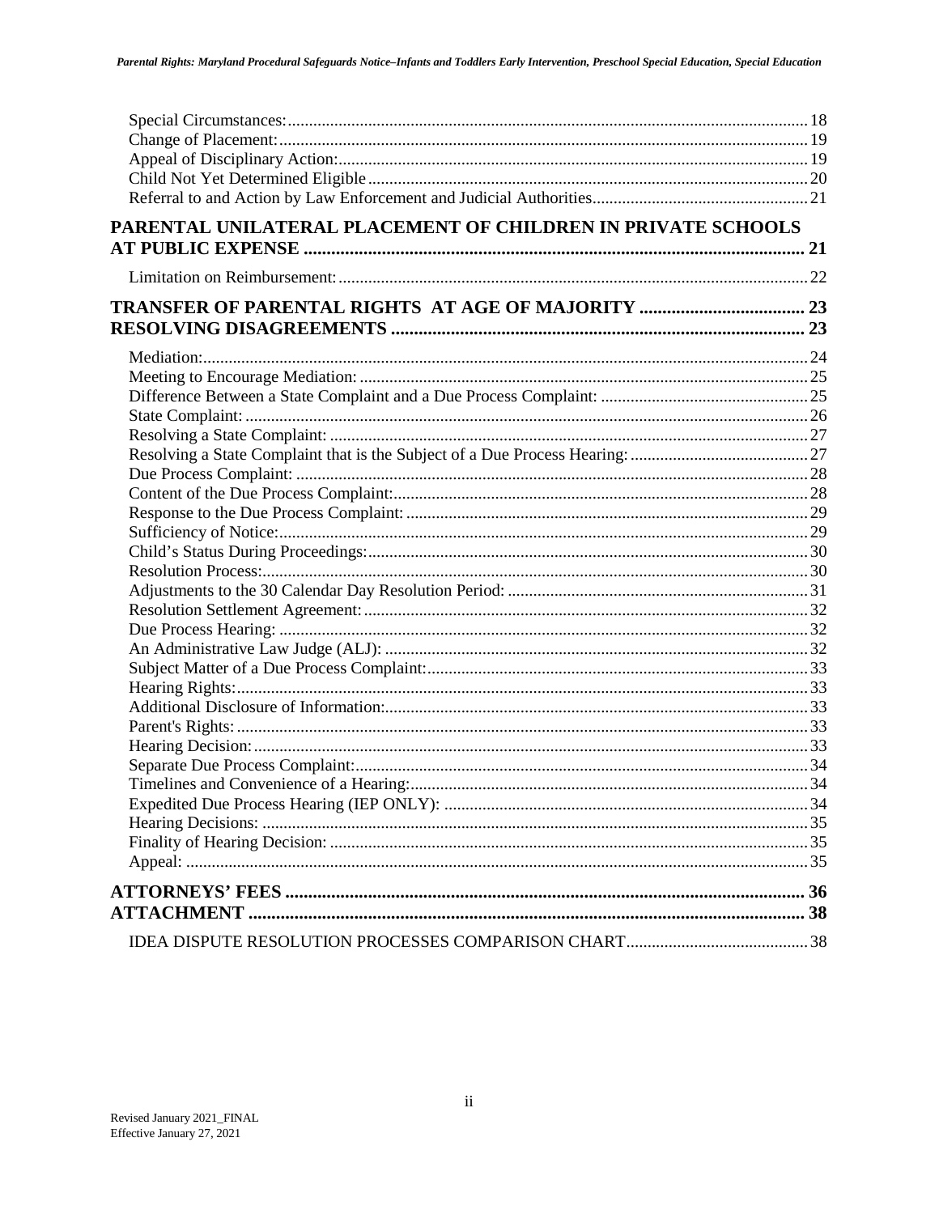Special Circumstances: 18
Change of Placement: 19
Appeal of Disciplinary Action: 19
Child Not Yet Determined Eligible 20
Referral to and Action by Law Enforcement and Judicial Authorities 21

**PARENTAL UNILATERAL PLACEMENT OF CHILDREN IN PRIVATE SCHOOLS AT PUBLIC EXPENSE 21**

Limitation on Reimbursement: 22

**TRANSFER OF PARENTAL RIGHTS AT AGE OF MAJORITY 23**

**RESOLVING DISAGREEMENTS 23**

Mediation: 24
Meeting to Encourage Mediation: 25
Difference Between a State Complaint and a Due Process Complaint: 25
State Complaint: 26
Resolving a State Complaint: 27
Resolving a State Complaint that is the Subject of a Due Process Hearing: 27
Due Process Complaint: 28
Content of the Due Process Complaint: 28
Response to the Due Process Complaint: 29
Sufficiency of Notice: 29
Child's Status During Proceedings: 30
Resolution Process: 30
Adjustments to the 30 Calendar Day Resolution Period: 31
Resolution Settlement Agreement: 32
Due Process Hearing: 32
An Administrative Law Judge (ALJ): 32
Subject Matter of a Due Process Complaint: 33
Hearing Rights: 33
Additional Disclosure of Information: 33
Parent's Rights: 33
Hearing Decision: 33
Separate Due Process Complaint: 34
Timelines and Convenience of a Hearing: 34
Expedited Due Process Hearing (IEP ONLY): 34
Hearing Decisions: 35
Finality of Hearing Decision: 35
Appeal: 35

**ATTORNEYS' FEES 36**

**ATTACHMENT 38**

IDEA DISPUTE RESOLUTION PROCESSES COMPARISON CHART 38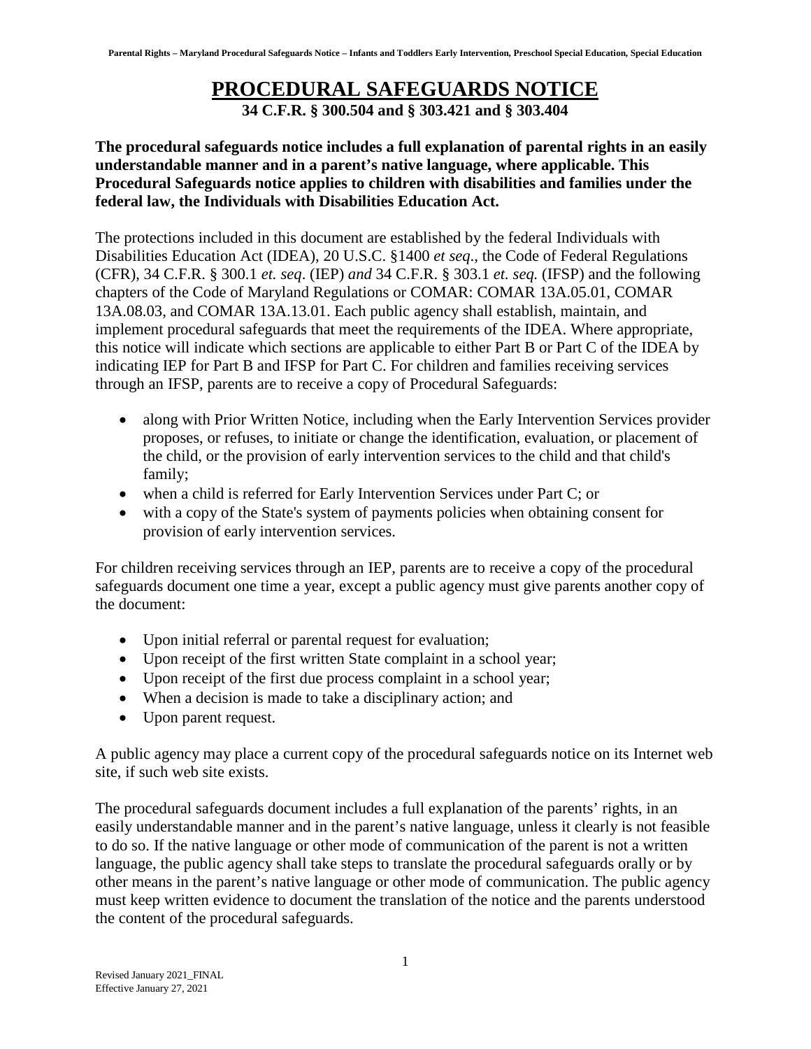# PROCEDURAL SAFEGUARDS NOTICE

**34 C.F.R. § 300.504 and § 303.421 and § 303.404**

**The procedural safeguards notice includes a full explanation of parental rights in an easily understandable manner and in a parent's native language, where applicable. This Procedural Safeguards notice applies to children with disabilities and families under the federal law, the Individuals with Disabilities Education Act.**

The protections included in this document are established by the federal Individuals with Disabilities Education Act (IDEA), 20 U.S.C. §1400 *et seq*., the Code of Federal Regulations (CFR), 34 C.F.R. § 300.1 *et. seq*. (IEP) *and* 34 C.F.R. § 303.1 *et. seq.* (IFSP) and the following chapters of the Code of Maryland Regulations or COMAR: COMAR 13A.05.01, COMAR 13A.08.03, and COMAR 13A.13.01. Each public agency shall establish, maintain, and implement procedural safeguards that meet the requirements of the IDEA. Where appropriate, this notice will indicate which sections are applicable to either Part B or Part C of the IDEA by indicating IEP for Part B and IFSP for Part C. For children and families receiving services through an IFSP, parents are to receive a copy of Procedural Safeguards:

- along with Prior Written Notice, including when the Early Intervention Services provider proposes, or refuses, to initiate or change the identification, evaluation, or placement of the child, or the provision of early intervention services to the child and that child's family;
- when a child is referred for Early Intervention Services under Part C; or
- with a copy of the State's system of payments policies when obtaining consent for provision of early intervention services.

For children receiving services through an IEP, parents are to receive a copy of the procedural safeguards document one time a year, except a public agency must give parents another copy of the document:

- Upon initial referral or parental request for evaluation;
- Upon receipt of the first written State complaint in a school year;
- Upon receipt of the first due process complaint in a school year;
- When a decision is made to take a disciplinary action; and
- Upon parent request.

A public agency may place a current copy of the procedural safeguards notice on its Internet web site, if such web site exists.

The procedural safeguards document includes a full explanation of the parents' rights, in an easily understandable manner and in the parent's native language, unless it clearly is not feasible to do so. If the native language or other mode of communication of the parent is not a written language, the public agency shall take steps to translate the procedural safeguards orally or by other means in the parent's native language or other mode of communication. The public agency must keep written evidence to document the translation of the notice and the parents understood the content of the procedural safeguards.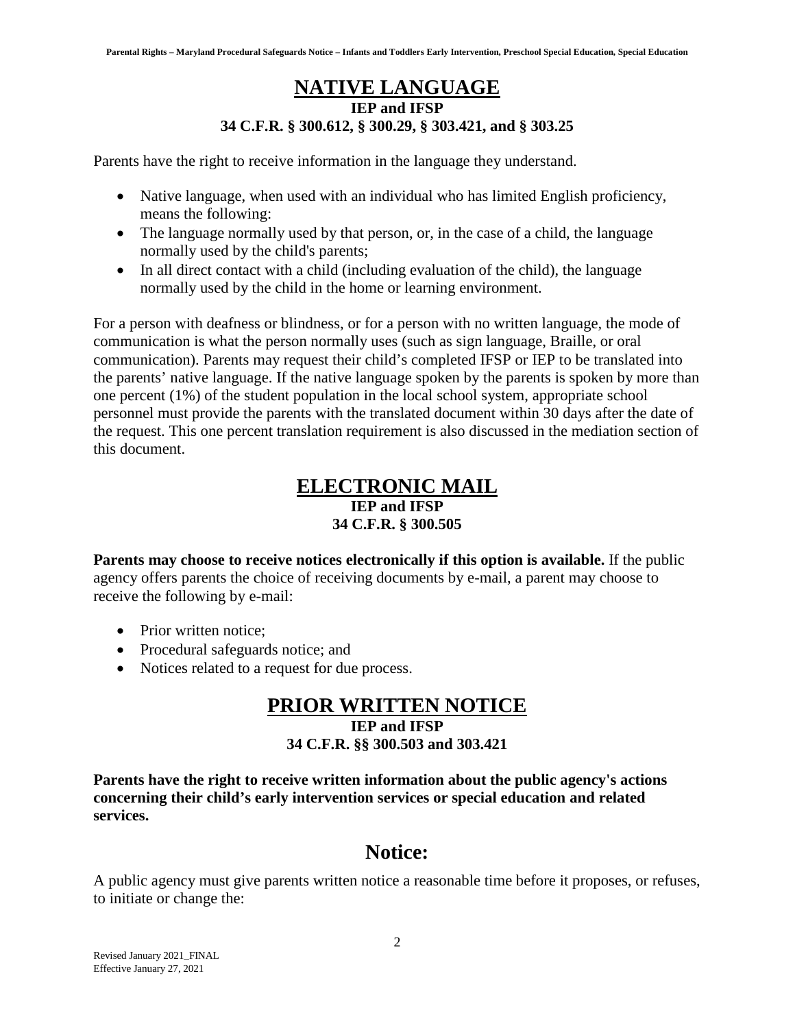## NATIVE LANGUAGE

**IEP and IFSP**

**34 C.F.R. § 300.612, § 300.29, § 303.421, and § 303.25**

Parents have the right to receive information in the language they understand.

- Native language, when used with an individual who has limited English proficiency, means the following:
- The language normally used by that person, or, in the case of a child, the language normally used by the child's parents;
- In all direct contact with a child (including evaluation of the child), the language normally used by the child in the home or learning environment.

For a person with deafness or blindness, or for a person with no written language, the mode of communication is what the person normally uses (such as sign language, Braille, or oral communication). Parents may request their child's completed IFSP or IEP to be translated into the parents' native language. If the native language spoken by the parents is spoken by more than one percent (1%) of the student population in the local school system, appropriate school personnel must provide the parents with the translated document within 30 days after the date of the request. This one percent translation requirement is also discussed in the mediation section of this document.

## ELECTRONIC MAIL

**IEP and IFSP**

**34 C.F.R. § 300.505**

**Parents may choose to receive notices electronically if this option is available.** If the public agency offers parents the choice of receiving documents by e-mail, a parent may choose to receive the following by e-mail:

- Prior written notice;
- Procedural safeguards notice; and
- Notices related to a request for due process.

## PRIOR WRITTEN NOTICE

**IEP and IFSP**

**34 C.F.R. §§ 300.503 and 303.421**

**Parents have the right to receive written information about the public agency's actions concerning their child's early intervention services or special education and related services.**

### Notice:

A public agency must give parents written notice a reasonable time before it proposes, or refuses, to initiate or change the: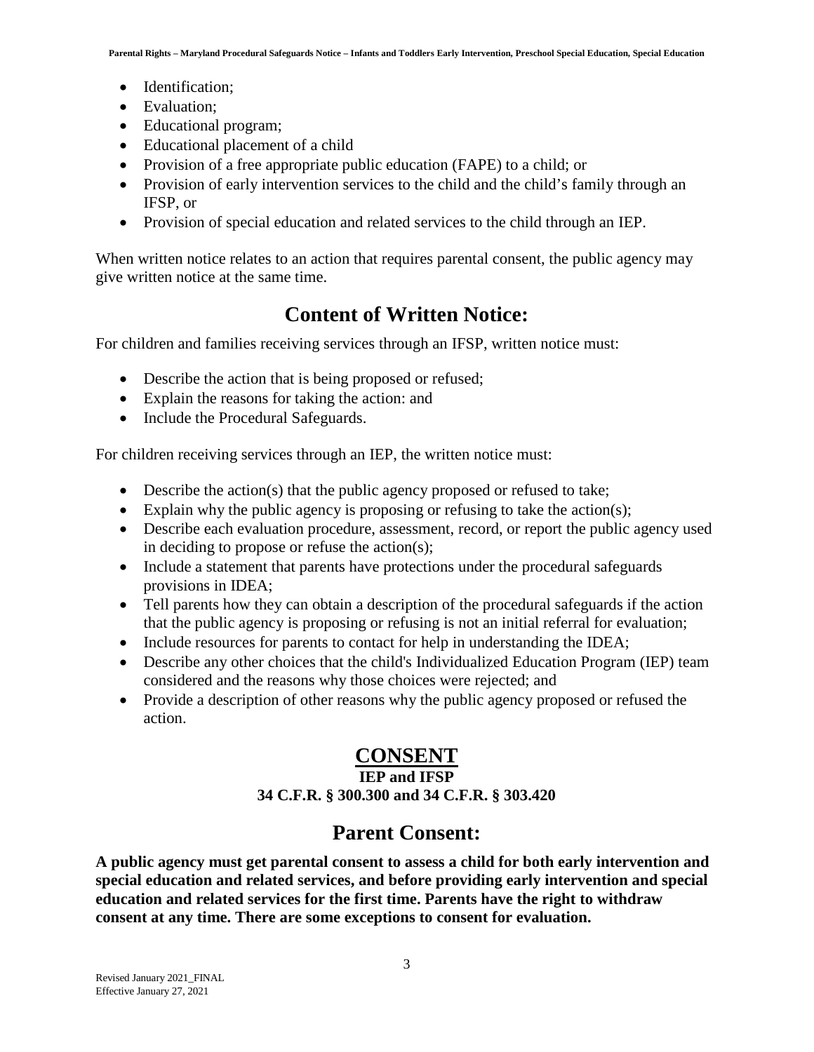- Identification;
- Evaluation;
- Educational program;
- Educational placement of a child
- Provision of a free appropriate public education (FAPE) to a child; or
- Provision of early intervention services to the child and the child's family through an IFSP, or
- Provision of special education and related services to the child through an IEP.

When written notice relates to an action that requires parental consent, the public agency may give written notice at the same time.

## Content of Written Notice:

For children and families receiving services through an IFSP, written notice must:

- Describe the action that is being proposed or refused;
- Explain the reasons for taking the action: and
- Include the Procedural Safeguards.

For children receiving services through an IEP, the written notice must:

- Describe the action(s) that the public agency proposed or refused to take;
- Explain why the public agency is proposing or refusing to take the action(s);
- Describe each evaluation procedure, assessment, record, or report the public agency used in deciding to propose or refuse the action(s);
- Include a statement that parents have protections under the procedural safeguards provisions in IDEA;
- Tell parents how they can obtain a description of the procedural safeguards if the action that the public agency is proposing or refusing is not an initial referral for evaluation;
- Include resources for parents to contact for help in understanding the IDEA;
- Describe any other choices that the child's Individualized Education Program (IEP) team considered and the reasons why those choices were rejected; and
- Provide a description of other reasons why the public agency proposed or refused the action.

# CONSENT

**IEP and IFSP**

**34 C.F.R. § 300.300 and 34 C.F.R. § 303.420**

## Parent Consent:

**A public agency must get parental consent to assess a child for both early intervention and special education and related services, and before providing early intervention and special education and related services for the first time. Parents have the right to withdraw consent at any time. There are some exceptions to consent for evaluation.**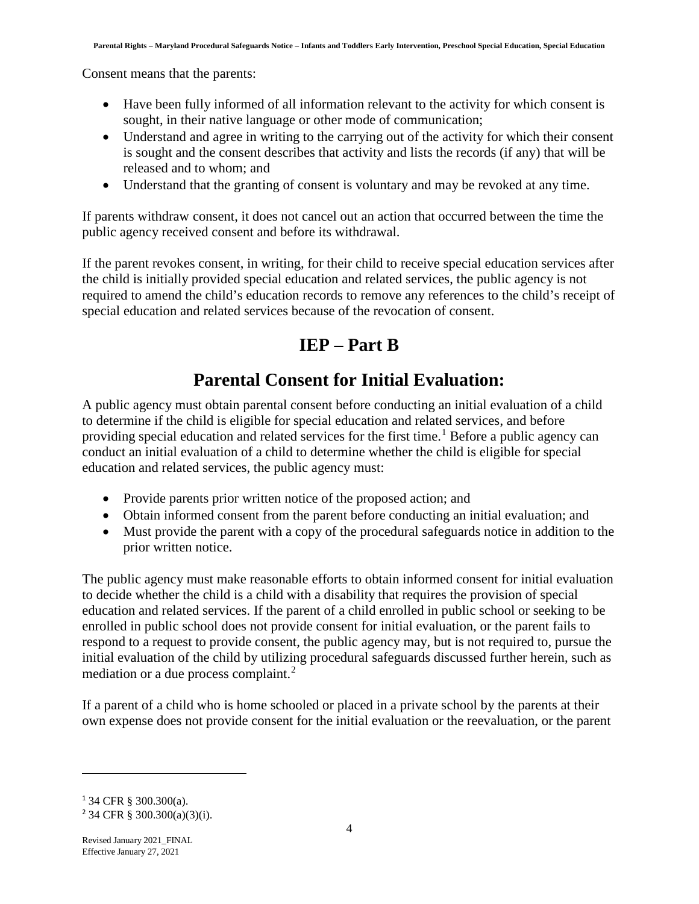Consent means that the parents:

- Have been fully informed of all information relevant to the activity for which consent is sought, in their native language or other mode of communication;
- Understand and agree in writing to the carrying out of the activity for which their consent is sought and the consent describes that activity and lists the records (if any) that will be released and to whom; and
- Understand that the granting of consent is voluntary and may be revoked at any time.

If parents withdraw consent, it does not cancel out an action that occurred between the time the public agency received consent and before its withdrawal.

If the parent revokes consent, in writing, for their child to receive special education services after the child is initially provided special education and related services, the public agency is not required to amend the child's education records to remove any references to the child's receipt of special education and related services because of the revocation of consent.

# IEP – Part B

## Parental Consent for Initial Evaluation:

A public agency must obtain parental consent before conducting an initial evaluation of a child to determine if the child is eligible for special education and related services, and before providing special education and related services for the first time.[1] Before a public agency can conduct an initial evaluation of a child to determine whether the child is eligible for special education and related services, the public agency must:

- Provide parents prior written notice of the proposed action; and
- Obtain informed consent from the parent before conducting an initial evaluation; and
- Must provide the parent with a copy of the procedural safeguards notice in addition to the prior written notice.

The public agency must make reasonable efforts to obtain informed consent for initial evaluation to decide whether the child is a child with a disability that requires the provision of special education and related services. If the parent of a child enrolled in public school or seeking to be enrolled in public school does not provide consent for initial evaluation, or the parent fails to respond to a request to provide consent, the public agency may, but is not required to, pursue the initial evaluation of the child by utilizing procedural safeguards discussed further herein, such as mediation or a due process complaint.[2]

If a parent of a child who is home schooled or placed in a private school by the parents at their own expense does not provide consent for the initial evaluation or the reevaluation, or the parent

[1] 34 CFR § 300.300(a).

[2] 34 CFR § 300.300(a)(3)(i).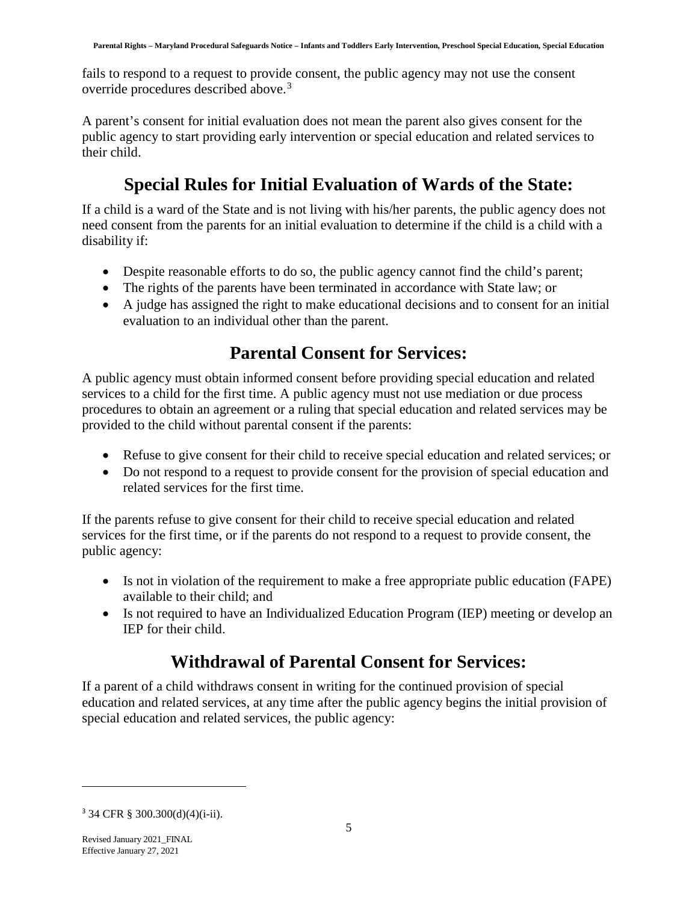fails to respond to a request to provide consent, the public agency may not use the consent override procedures described above.[3]

A parent's consent for initial evaluation does not mean the parent also gives consent for the public agency to start providing early intervention or special education and related services to their child.

## Special Rules for Initial Evaluation of Wards of the State:

If a child is a ward of the State and is not living with his/her parents, the public agency does not need consent from the parents for an initial evaluation to determine if the child is a child with a disability if:

- Despite reasonable efforts to do so, the public agency cannot find the child's parent;
- The rights of the parents have been terminated in accordance with State law; or
- A judge has assigned the right to make educational decisions and to consent for an initial evaluation to an individual other than the parent.

## Parental Consent for Services:

A public agency must obtain informed consent before providing special education and related services to a child for the first time. A public agency must not use mediation or due process procedures to obtain an agreement or a ruling that special education and related services may be provided to the child without parental consent if the parents:

- Refuse to give consent for their child to receive special education and related services; or
- Do not respond to a request to provide consent for the provision of special education and related services for the first time.

If the parents refuse to give consent for their child to receive special education and related services for the first time, or if the parents do not respond to a request to provide consent, the public agency:

- Is not in violation of the requirement to make a free appropriate public education (FAPE) available to their child; and
- Is not required to have an Individualized Education Program (IEP) meeting or develop an IEP for their child.

## Withdrawal of Parental Consent for Services:

If a parent of a child withdraws consent in writing for the continued provision of special education and related services, at any time after the public agency begins the initial provision of special education and related services, the public agency:

---

[3] 34 CFR § 300.300(d)(4)(i-ii).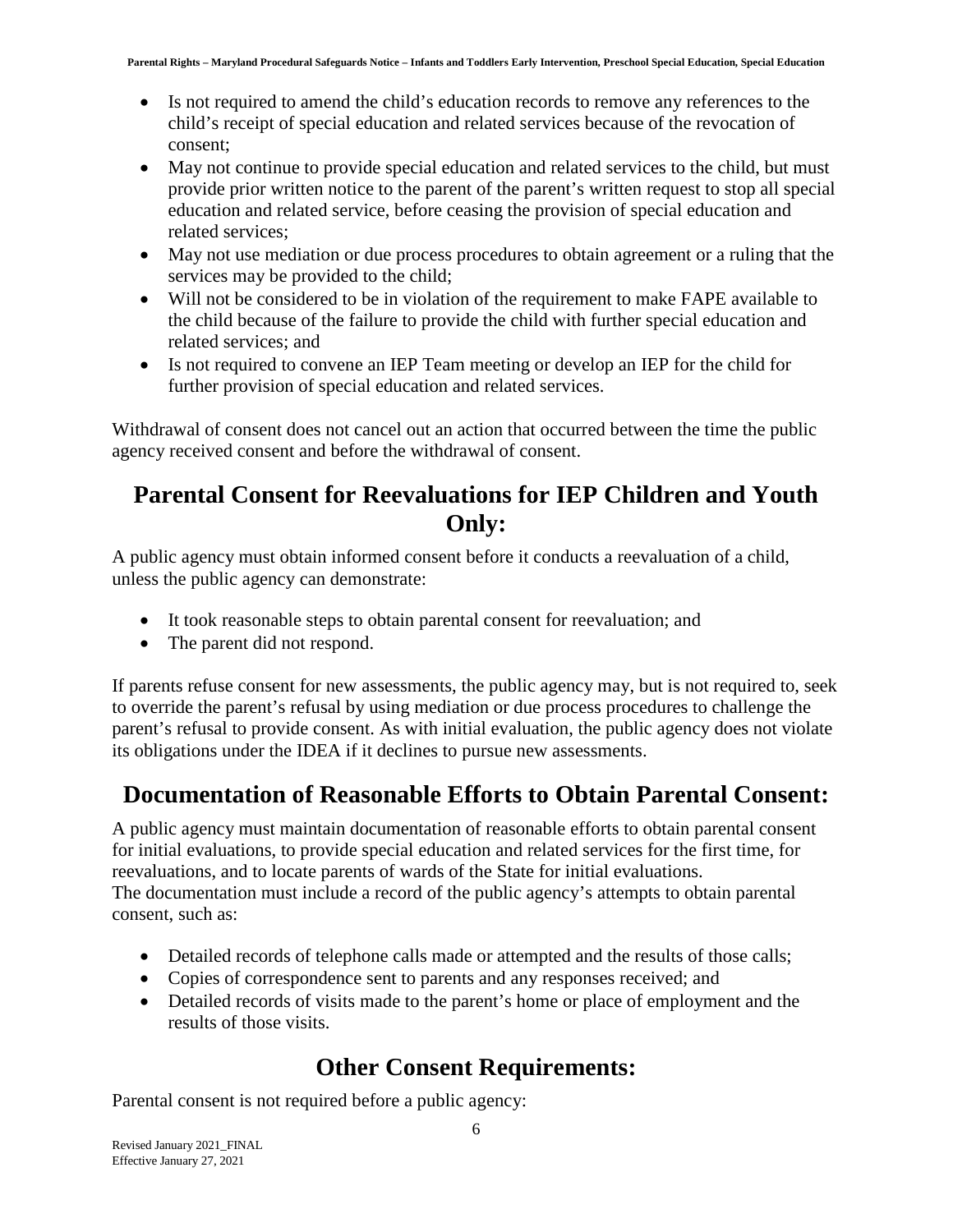- Is not required to amend the child's education records to remove any references to the child's receipt of special education and related services because of the revocation of consent;
- May not continue to provide special education and related services to the child, but must provide prior written notice to the parent of the parent's written request to stop all special education and related service, before ceasing the provision of special education and related services;
- May not use mediation or due process procedures to obtain agreement or a ruling that the services may be provided to the child;
- Will not be considered to be in violation of the requirement to make FAPE available to the child because of the failure to provide the child with further special education and related services; and
- Is not required to convene an IEP Team meeting or develop an IEP for the child for further provision of special education and related services.

Withdrawal of consent does not cancel out an action that occurred between the time the public agency received consent and before the withdrawal of consent.

## Parental Consent for Reevaluations for IEP Children and Youth Only:

A public agency must obtain informed consent before it conducts a reevaluation of a child, unless the public agency can demonstrate:

- It took reasonable steps to obtain parental consent for reevaluation; and
- The parent did not respond.

If parents refuse consent for new assessments, the public agency may, but is not required to, seek to override the parent's refusal by using mediation or due process procedures to challenge the parent's refusal to provide consent. As with initial evaluation, the public agency does not violate its obligations under the IDEA if it declines to pursue new assessments.

## Documentation of Reasonable Efforts to Obtain Parental Consent:

A public agency must maintain documentation of reasonable efforts to obtain parental consent for initial evaluations, to provide special education and related services for the first time, for reevaluations, and to locate parents of wards of the State for initial evaluations.
The documentation must include a record of the public agency's attempts to obtain parental consent, such as:

- Detailed records of telephone calls made or attempted and the results of those calls;
- Copies of correspondence sent to parents and any responses received; and
- Detailed records of visits made to the parent's home or place of employment and the results of those visits.

## Other Consent Requirements:

Parental consent is not required before a public agency: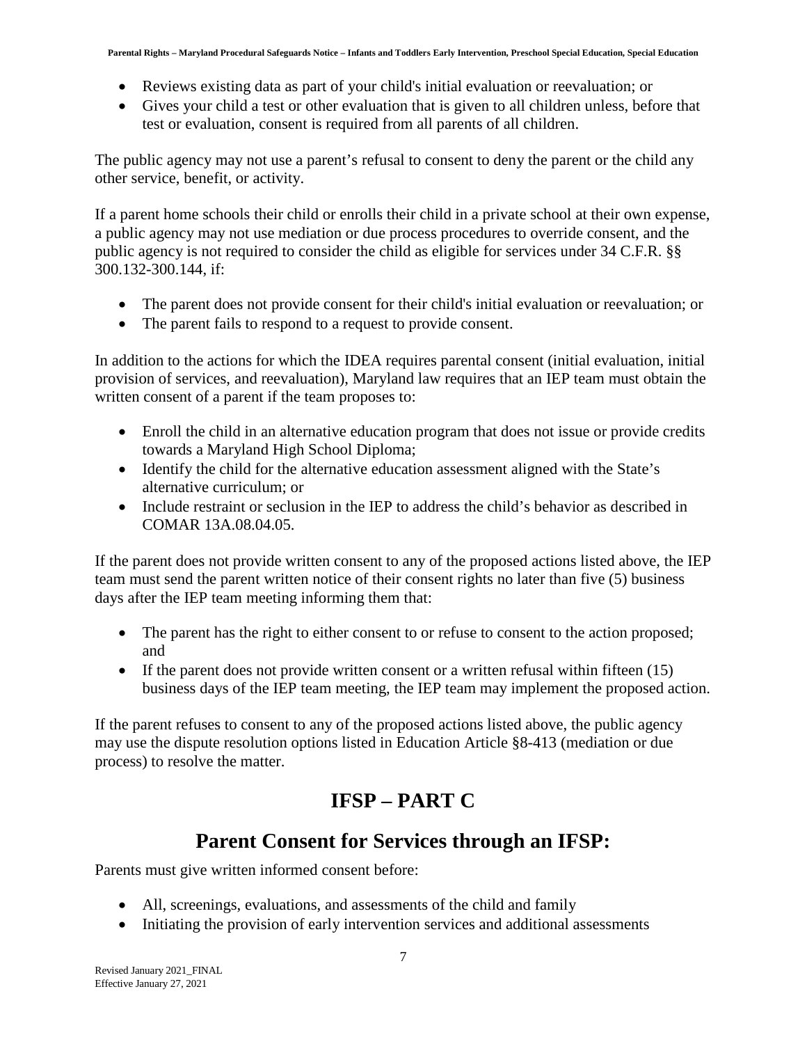- Reviews existing data as part of your child's initial evaluation or reevaluation; or
- Gives your child a test or other evaluation that is given to all children unless, before that test or evaluation, consent is required from all parents of all children.

The public agency may not use a parent's refusal to consent to deny the parent or the child any other service, benefit, or activity.

If a parent home schools their child or enrolls their child in a private school at their own expense, a public agency may not use mediation or due process procedures to override consent, and the public agency is not required to consider the child as eligible for services under 34 C.F.R. §§ 300.132-300.144, if:

- The parent does not provide consent for their child's initial evaluation or reevaluation; or
- The parent fails to respond to a request to provide consent.

In addition to the actions for which the IDEA requires parental consent (initial evaluation, initial provision of services, and reevaluation), Maryland law requires that an IEP team must obtain the written consent of a parent if the team proposes to:

- Enroll the child in an alternative education program that does not issue or provide credits towards a Maryland High School Diploma;
- Identify the child for the alternative education assessment aligned with the State's alternative curriculum; or
- Include restraint or seclusion in the IEP to address the child's behavior as described in COMAR 13A.08.04.05.

If the parent does not provide written consent to any of the proposed actions listed above, the IEP team must send the parent written notice of their consent rights no later than five (5) business days after the IEP team meeting informing them that:

- The parent has the right to either consent to or refuse to consent to the action proposed; and
- If the parent does not provide written consent or a written refusal within fifteen (15) business days of the IEP team meeting, the IEP team may implement the proposed action.

If the parent refuses to consent to any of the proposed actions listed above, the public agency may use the dispute resolution options listed in Education Article §8-413 (mediation or due process) to resolve the matter.

# IFSP – PART C

## Parent Consent for Services through an IFSP:

Parents must give written informed consent before:

- All, screenings, evaluations, and assessments of the child and family
- Initiating the provision of early intervention services and additional assessments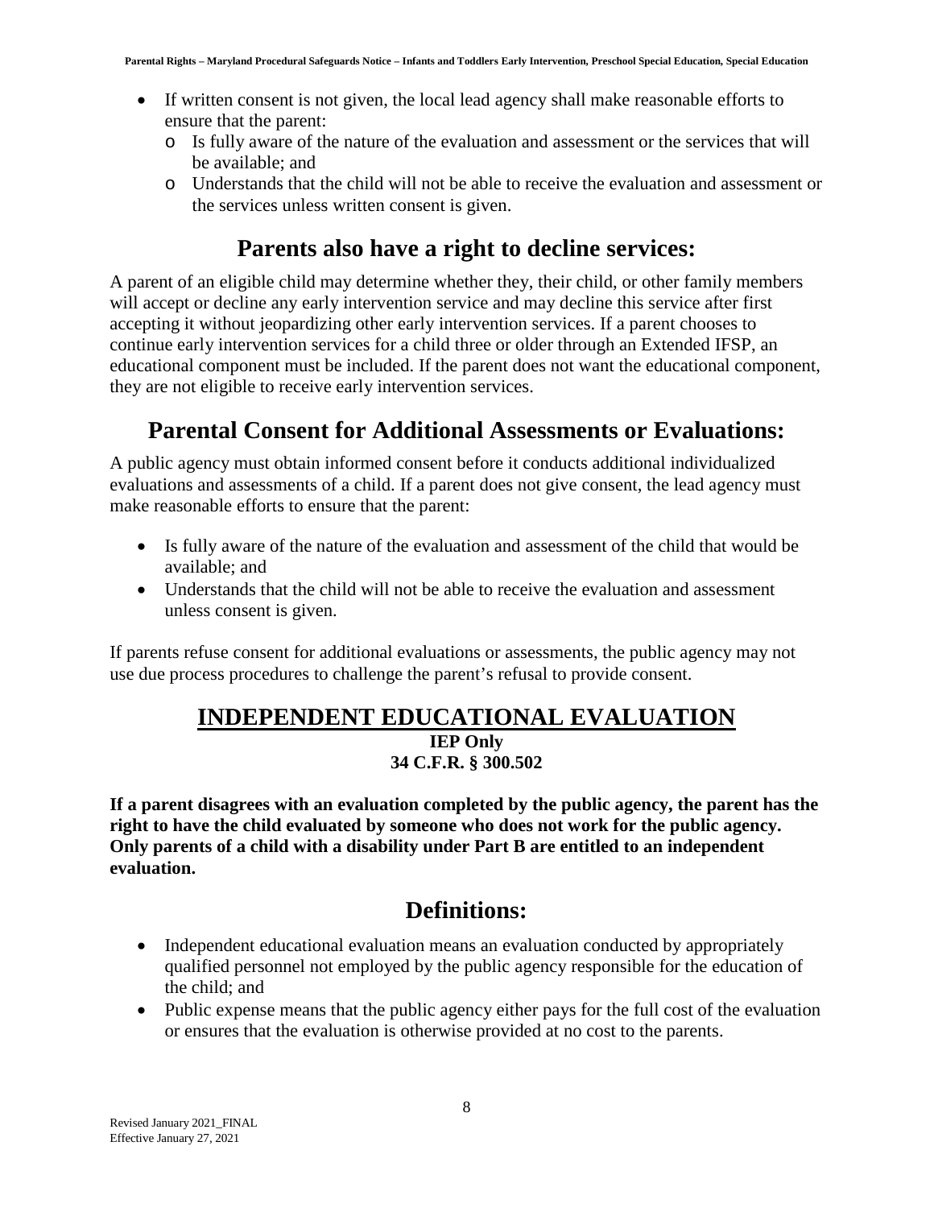- If written consent is not given, the local lead agency shall make reasonable efforts to ensure that the parent:
  - Is fully aware of the nature of the evaluation and assessment or the services that will be available; and
  - Understands that the child will not be able to receive the evaluation and assessment or the services unless written consent is given.

## Parents also have a right to decline services:

A parent of an eligible child may determine whether they, their child, or other family members will accept or decline any early intervention service and may decline this service after first accepting it without jeopardizing other early intervention services. If a parent chooses to continue early intervention services for a child three or older through an Extended IFSP, an educational component must be included. If the parent does not want the educational component, they are not eligible to receive early intervention services.

## Parental Consent for Additional Assessments or Evaluations:

A public agency must obtain informed consent before it conducts additional individualized evaluations and assessments of a child. If a parent does not give consent, the lead agency must make reasonable efforts to ensure that the parent:

- Is fully aware of the nature of the evaluation and assessment of the child that would be available; and
- Understands that the child will not be able to receive the evaluation and assessment unless consent is given.

If parents refuse consent for additional evaluations or assessments, the public agency may not use due process procedures to challenge the parent's refusal to provide consent.

# INDEPENDENT EDUCATIONAL EVALUATION

**IEP Only**
**34 C.F.R. § 300.502**

**If a parent disagrees with an evaluation completed by the public agency, the parent has the right to have the child evaluated by someone who does not work for the public agency. Only parents of a child with a disability under Part B are entitled to an independent evaluation.**

## Definitions:

- Independent educational evaluation means an evaluation conducted by appropriately qualified personnel not employed by the public agency responsible for the education of the child; and
- Public expense means that the public agency either pays for the full cost of the evaluation or ensures that the evaluation is otherwise provided at no cost to the parents.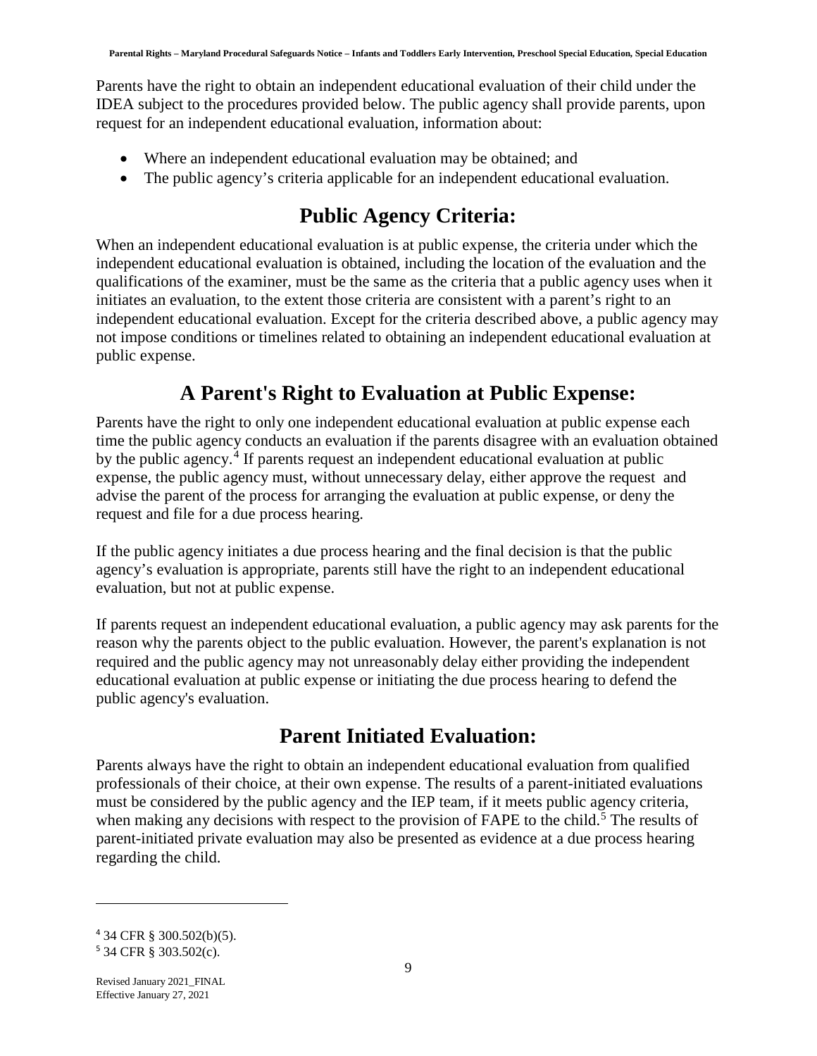Parents have the right to obtain an independent educational evaluation of their child under the IDEA subject to the procedures provided below. The public agency shall provide parents, upon request for an independent educational evaluation, information about:

- Where an independent educational evaluation may be obtained; and
- The public agency's criteria applicable for an independent educational evaluation.

## Public Agency Criteria:

When an independent educational evaluation is at public expense, the criteria under which the independent educational evaluation is obtained, including the location of the evaluation and the qualifications of the examiner, must be the same as the criteria that a public agency uses when it initiates an evaluation, to the extent those criteria are consistent with a parent's right to an independent educational evaluation. Except for the criteria described above, a public agency may not impose conditions or timelines related to obtaining an independent educational evaluation at public expense.

## A Parent's Right to Evaluation at Public Expense:

Parents have the right to only one independent educational evaluation at public expense each time the public agency conducts an evaluation if the parents disagree with an evaluation obtained by the public agency.[4] If parents request an independent educational evaluation at public expense, the public agency must, without unnecessary delay, either approve the request and advise the parent of the process for arranging the evaluation at public expense, or deny the request and file for a due process hearing.

If the public agency initiates a due process hearing and the final decision is that the public agency's evaluation is appropriate, parents still have the right to an independent educational evaluation, but not at public expense.

If parents request an independent educational evaluation, a public agency may ask parents for the reason why the parents object to the public evaluation. However, the parent's explanation is not required and the public agency may not unreasonably delay either providing the independent educational evaluation at public expense or initiating the due process hearing to defend the public agency's evaluation.

## Parent Initiated Evaluation:

Parents always have the right to obtain an independent educational evaluation from qualified professionals of their choice, at their own expense. The results of a parent-initiated evaluations must be considered by the public agency and the IEP team, if it meets public agency criteria, when making any decisions with respect to the provision of FAPE to the child.[5] The results of parent-initiated private evaluation may also be presented as evidence at a due process hearing regarding the child.

---

[4] 34 CFR § 300.502(b)(5).

[5] 34 CFR § 303.502(c).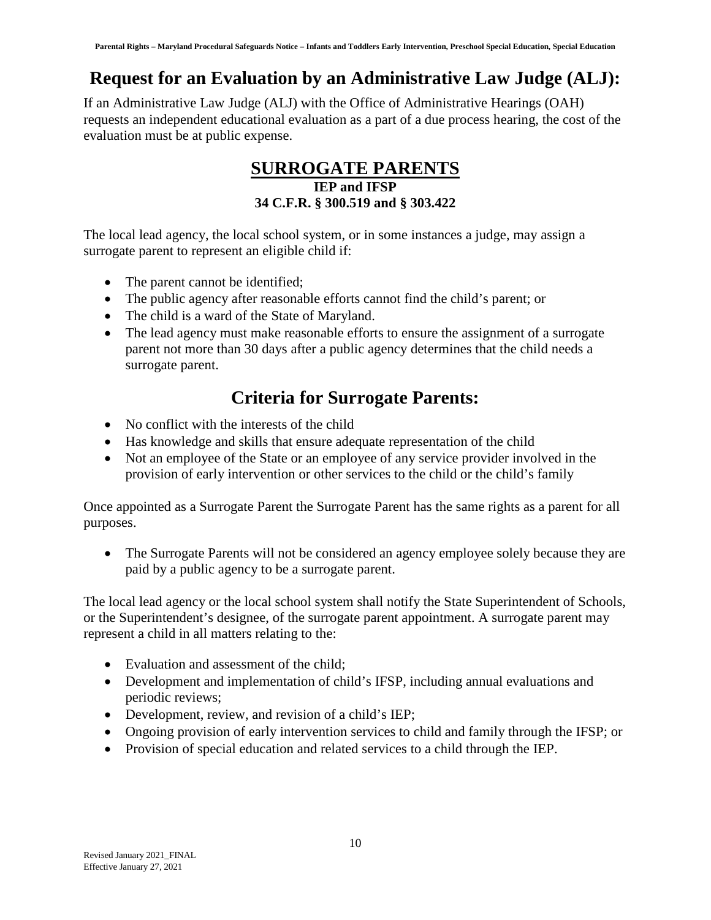## Request for an Evaluation by an Administrative Law Judge (ALJ):

If an Administrative Law Judge (ALJ) with the Office of Administrative Hearings (OAH) requests an independent educational evaluation as a part of a due process hearing, the cost of the evaluation must be at public expense.

# SURROGATE PARENTS

**IEP and IFSP**
**34 C.F.R. § 300.519 and § 303.422**

The local lead agency, the local school system, or in some instances a judge, may assign a surrogate parent to represent an eligible child if:

- The parent cannot be identified;
- The public agency after reasonable efforts cannot find the child's parent; or
- The child is a ward of the State of Maryland.
- The lead agency must make reasonable efforts to ensure the assignment of a surrogate parent not more than 30 days after a public agency determines that the child needs a surrogate parent.

## Criteria for Surrogate Parents:

- No conflict with the interests of the child
- Has knowledge and skills that ensure adequate representation of the child
- Not an employee of the State or an employee of any service provider involved in the provision of early intervention or other services to the child or the child's family

Once appointed as a Surrogate Parent the Surrogate Parent has the same rights as a parent for all purposes.

- The Surrogate Parents will not be considered an agency employee solely because they are paid by a public agency to be a surrogate parent.

The local lead agency or the local school system shall notify the State Superintendent of Schools, or the Superintendent's designee, of the surrogate parent appointment. A surrogate parent may represent a child in all matters relating to the:

- Evaluation and assessment of the child;
- Development and implementation of child's IFSP, including annual evaluations and periodic reviews;
- Development, review, and revision of a child's IEP;
- Ongoing provision of early intervention services to child and family through the IFSP; or
- Provision of special education and related services to a child through the IEP.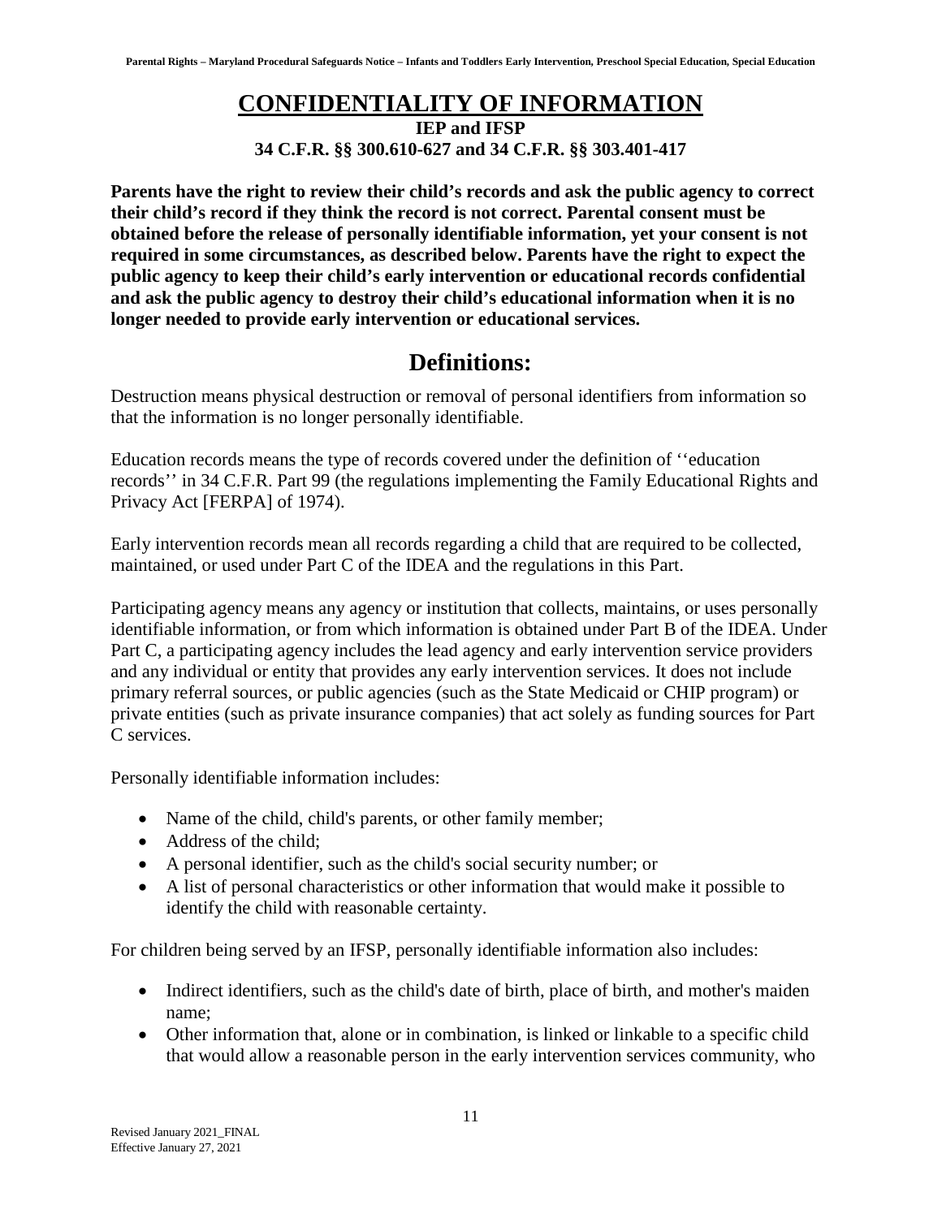# CONFIDENTIALITY OF INFORMATION

**IEP and IFSP**
**34 C.F.R. §§ 300.610-627 and 34 C.F.R. §§ 303.401-417**

**Parents have the right to review their child's records and ask the public agency to correct their child's record if they think the record is not correct. Parental consent must be obtained before the release of personally identifiable information, yet your consent is not required in some circumstances, as described below. Parents have the right to expect the public agency to keep their child's early intervention or educational records confidential and ask the public agency to destroy their child's educational information when it is no longer needed to provide early intervention or educational services.**

## Definitions:

Destruction means physical destruction or removal of personal identifiers from information so that the information is no longer personally identifiable.

Education records means the type of records covered under the definition of ''education records'' in 34 C.F.R. Part 99 (the regulations implementing the Family Educational Rights and Privacy Act [FERPA] of 1974).

Early intervention records mean all records regarding a child that are required to be collected, maintained, or used under Part C of the IDEA and the regulations in this Part.

Participating agency means any agency or institution that collects, maintains, or uses personally identifiable information, or from which information is obtained under Part B of the IDEA. Under Part C, a participating agency includes the lead agency and early intervention service providers and any individual or entity that provides any early intervention services. It does not include primary referral sources, or public agencies (such as the State Medicaid or CHIP program) or private entities (such as private insurance companies) that act solely as funding sources for Part C services.

Personally identifiable information includes:

- Name of the child, child's parents, or other family member;
- Address of the child;
- A personal identifier, such as the child's social security number; or
- A list of personal characteristics or other information that would make it possible to identify the child with reasonable certainty.

For children being served by an IFSP, personally identifiable information also includes:

- Indirect identifiers, such as the child's date of birth, place of birth, and mother's maiden name;
- Other information that, alone or in combination, is linked or linkable to a specific child that would allow a reasonable person in the early intervention services community, who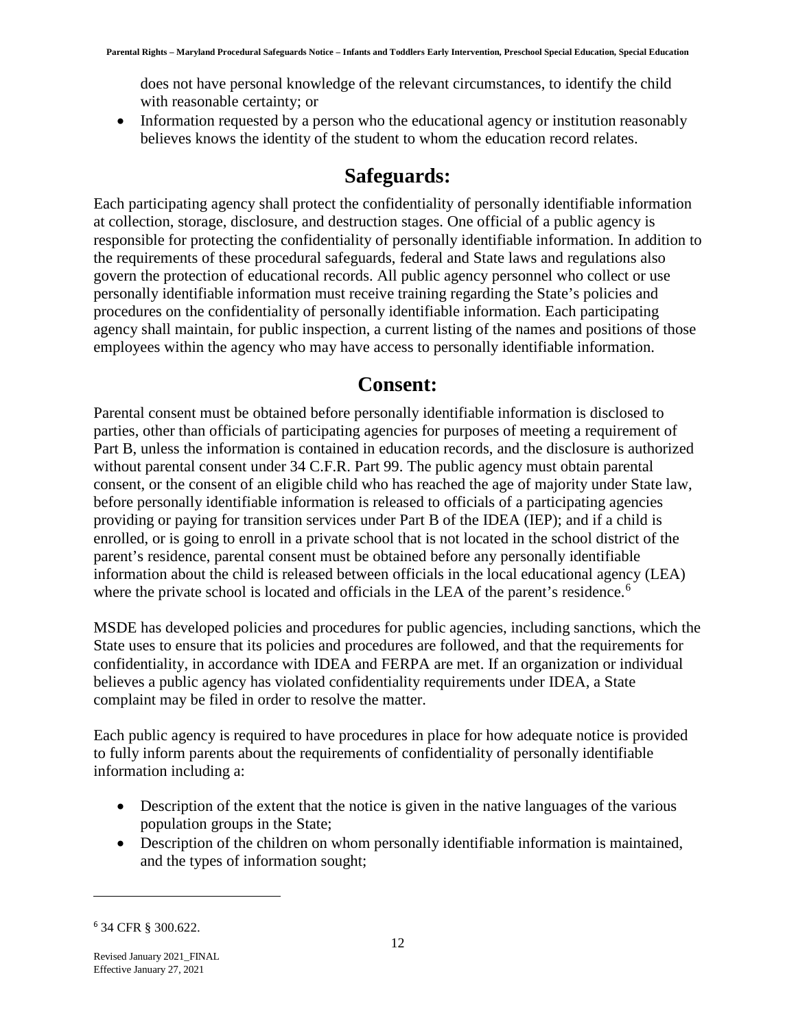does not have personal knowledge of the relevant circumstances, to identify the child with reasonable certainty; or

- Information requested by a person who the educational agency or institution reasonably believes knows the identity of the student to whom the education record relates.

## Safeguards:

Each participating agency shall protect the confidentiality of personally identifiable information at collection, storage, disclosure, and destruction stages. One official of a public agency is responsible for protecting the confidentiality of personally identifiable information. In addition to the requirements of these procedural safeguards, federal and State laws and regulations also govern the protection of educational records. All public agency personnel who collect or use personally identifiable information must receive training regarding the State's policies and procedures on the confidentiality of personally identifiable information. Each participating agency shall maintain, for public inspection, a current listing of the names and positions of those employees within the agency who may have access to personally identifiable information.

## Consent:

Parental consent must be obtained before personally identifiable information is disclosed to parties, other than officials of participating agencies for purposes of meeting a requirement of Part B, unless the information is contained in education records, and the disclosure is authorized without parental consent under 34 C.F.R. Part 99. The public agency must obtain parental consent, or the consent of an eligible child who has reached the age of majority under State law, before personally identifiable information is released to officials of a participating agencies providing or paying for transition services under Part B of the IDEA (IEP); and if a child is enrolled, or is going to enroll in a private school that is not located in the school district of the parent's residence, parental consent must be obtained before any personally identifiable information about the child is released between officials in the local educational agency (LEA) where the private school is located and officials in the LEA of the parent's residence.[6]

MSDE has developed policies and procedures for public agencies, including sanctions, which the State uses to ensure that its policies and procedures are followed, and that the requirements for confidentiality, in accordance with IDEA and FERPA are met. If an organization or individual believes a public agency has violated confidentiality requirements under IDEA, a State complaint may be filed in order to resolve the matter.

Each public agency is required to have procedures in place for how adequate notice is provided to fully inform parents about the requirements of confidentiality of personally identifiable information including a:

- Description of the extent that the notice is given in the native languages of the various population groups in the State;
- Description of the children on whom personally identifiable information is maintained, and the types of information sought;

[6] 34 CFR § 300.622.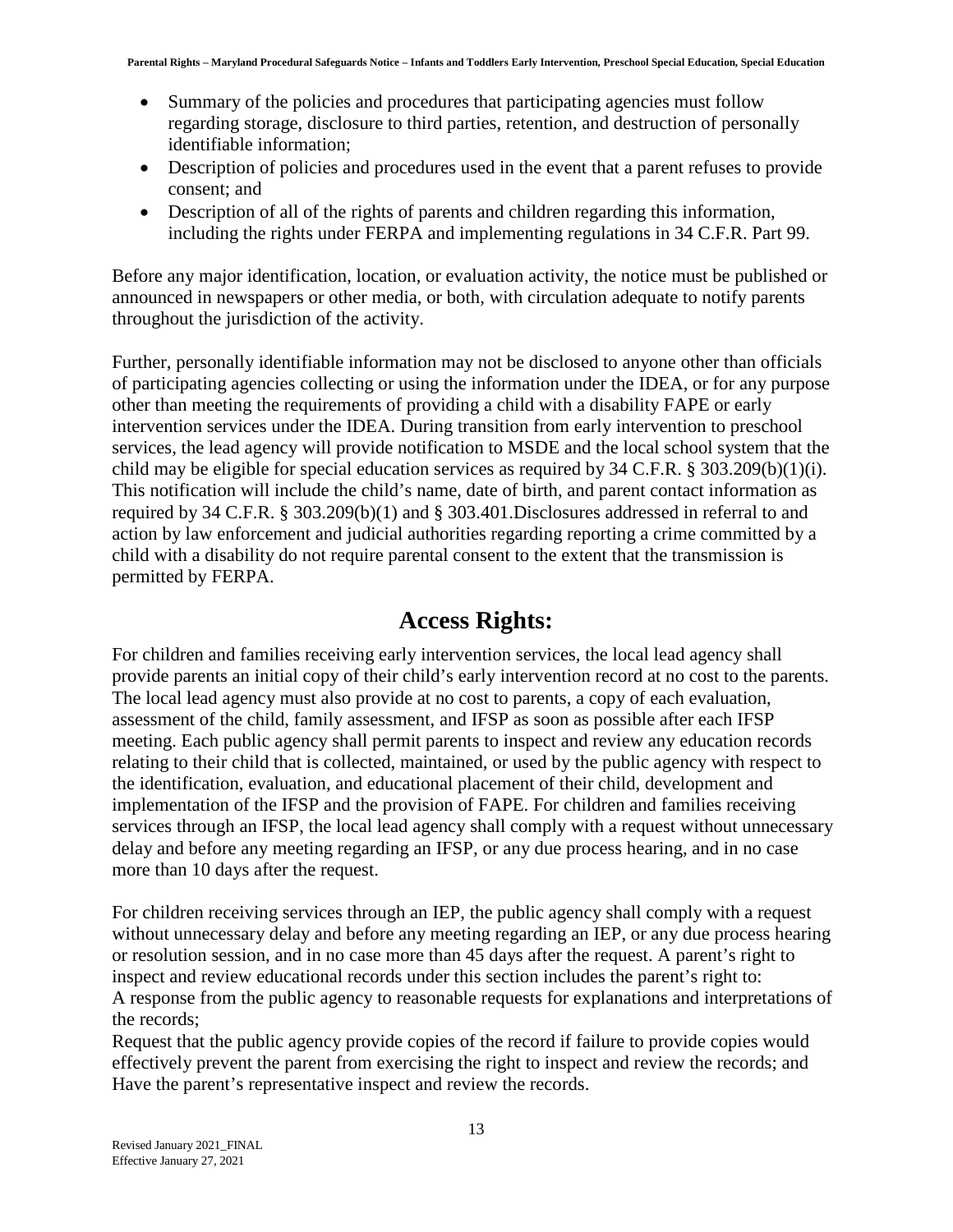- Summary of the policies and procedures that participating agencies must follow regarding storage, disclosure to third parties, retention, and destruction of personally identifiable information;
- Description of policies and procedures used in the event that a parent refuses to provide consent; and
- Description of all of the rights of parents and children regarding this information, including the rights under FERPA and implementing regulations in 34 C.F.R. Part 99.

Before any major identification, location, or evaluation activity, the notice must be published or announced in newspapers or other media, or both, with circulation adequate to notify parents throughout the jurisdiction of the activity.

Further, personally identifiable information may not be disclosed to anyone other than officials of participating agencies collecting or using the information under the IDEA, or for any purpose other than meeting the requirements of providing a child with a disability FAPE or early intervention services under the IDEA. During transition from early intervention to preschool services, the lead agency will provide notification to MSDE and the local school system that the child may be eligible for special education services as required by 34 C.F.R. § 303.209(b)(1)(i). This notification will include the child's name, date of birth, and parent contact information as required by 34 C.F.R. § 303.209(b)(1) and § 303.401.Disclosures addressed in referral to and action by law enforcement and judicial authorities regarding reporting a crime committed by a child with a disability do not require parental consent to the extent that the transmission is permitted by FERPA.

## Access Rights:

For children and families receiving early intervention services, the local lead agency shall provide parents an initial copy of their child's early intervention record at no cost to the parents. The local lead agency must also provide at no cost to parents, a copy of each evaluation, assessment of the child, family assessment, and IFSP as soon as possible after each IFSP meeting. Each public agency shall permit parents to inspect and review any education records relating to their child that is collected, maintained, or used by the public agency with respect to the identification, evaluation, and educational placement of their child, development and implementation of the IFSP and the provision of FAPE. For children and families receiving services through an IFSP, the local lead agency shall comply with a request without unnecessary delay and before any meeting regarding an IFSP, or any due process hearing, and in no case more than 10 days after the request.

For children receiving services through an IEP, the public agency shall comply with a request without unnecessary delay and before any meeting regarding an IEP, or any due process hearing or resolution session, and in no case more than 45 days after the request. A parent's right to inspect and review educational records under this section includes the parent's right to:
A response from the public agency to reasonable requests for explanations and interpretations of the records;
Request that the public agency provide copies of the record if failure to provide copies would effectively prevent the parent from exercising the right to inspect and review the records; and
Have the parent's representative inspect and review the records.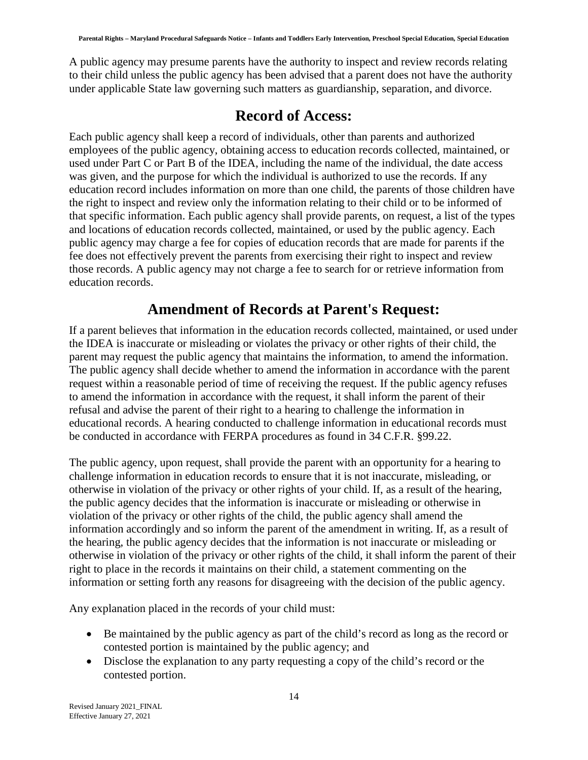A public agency may presume parents have the authority to inspect and review records relating to their child unless the public agency has been advised that a parent does not have the authority under applicable State law governing such matters as guardianship, separation, and divorce.

## Record of Access:

Each public agency shall keep a record of individuals, other than parents and authorized employees of the public agency, obtaining access to education records collected, maintained, or used under Part C or Part B of the IDEA, including the name of the individual, the date access was given, and the purpose for which the individual is authorized to use the records. If any education record includes information on more than one child, the parents of those children have the right to inspect and review only the information relating to their child or to be informed of that specific information. Each public agency shall provide parents, on request, a list of the types and locations of education records collected, maintained, or used by the public agency. Each public agency may charge a fee for copies of education records that are made for parents if the fee does not effectively prevent the parents from exercising their right to inspect and review those records. A public agency may not charge a fee to search for or retrieve information from education records.

## Amendment of Records at Parent's Request:

If a parent believes that information in the education records collected, maintained, or used under the IDEA is inaccurate or misleading or violates the privacy or other rights of their child, the parent may request the public agency that maintains the information, to amend the information. The public agency shall decide whether to amend the information in accordance with the parent request within a reasonable period of time of receiving the request. If the public agency refuses to amend the information in accordance with the request, it shall inform the parent of their refusal and advise the parent of their right to a hearing to challenge the information in educational records. A hearing conducted to challenge information in educational records must be conducted in accordance with FERPA procedures as found in 34 C.F.R. §99.22.

The public agency, upon request, shall provide the parent with an opportunity for a hearing to challenge information in education records to ensure that it is not inaccurate, misleading, or otherwise in violation of the privacy or other rights of your child. If, as a result of the hearing, the public agency decides that the information is inaccurate or misleading or otherwise in violation of the privacy or other rights of the child, the public agency shall amend the information accordingly and so inform the parent of the amendment in writing. If, as a result of the hearing, the public agency decides that the information is not inaccurate or misleading or otherwise in violation of the privacy or other rights of the child, it shall inform the parent of their right to place in the records it maintains on their child, a statement commenting on the information or setting forth any reasons for disagreeing with the decision of the public agency.

Any explanation placed in the records of your child must:

- Be maintained by the public agency as part of the child's record as long as the record or contested portion is maintained by the public agency; and
- Disclose the explanation to any party requesting a copy of the child's record or the contested portion.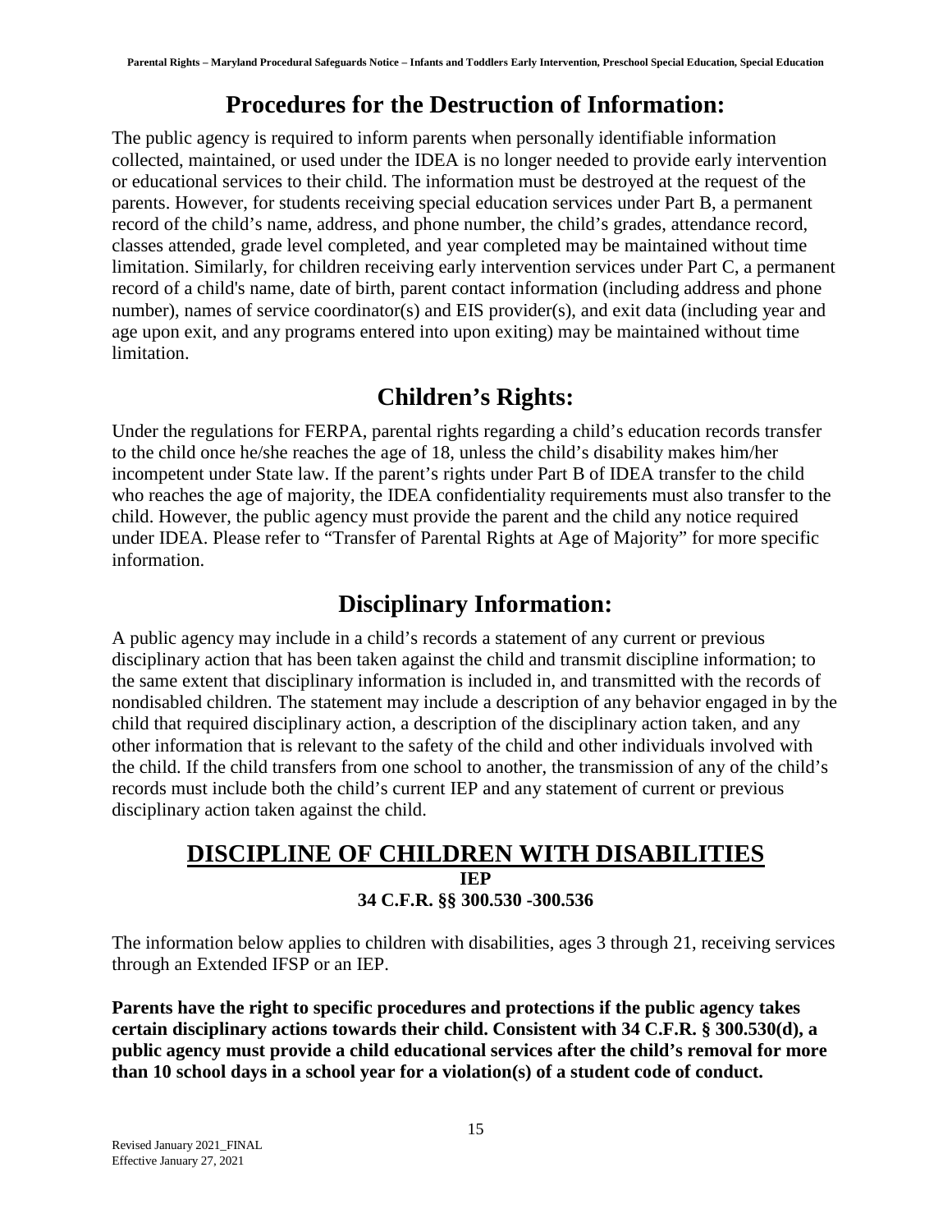## Procedures for the Destruction of Information:

The public agency is required to inform parents when personally identifiable information collected, maintained, or used under the IDEA is no longer needed to provide early intervention or educational services to their child. The information must be destroyed at the request of the parents. However, for students receiving special education services under Part B, a permanent record of the child's name, address, and phone number, the child's grades, attendance record, classes attended, grade level completed, and year completed may be maintained without time limitation. Similarly, for children receiving early intervention services under Part C, a permanent record of a child's name, date of birth, parent contact information (including address and phone number), names of service coordinator(s) and EIS provider(s), and exit data (including year and age upon exit, and any programs entered into upon exiting) may be maintained without time limitation.

## Children's Rights:

Under the regulations for FERPA, parental rights regarding a child's education records transfer to the child once he/she reaches the age of 18, unless the child's disability makes him/her incompetent under State law. If the parent's rights under Part B of IDEA transfer to the child who reaches the age of majority, the IDEA confidentiality requirements must also transfer to the child. However, the public agency must provide the parent and the child any notice required under IDEA. Please refer to "Transfer of Parental Rights at Age of Majority" for more specific information.

## Disciplinary Information:

A public agency may include in a child's records a statement of any current or previous disciplinary action that has been taken against the child and transmit discipline information; to the same extent that disciplinary information is included in, and transmitted with the records of nondisabled children. The statement may include a description of any behavior engaged in by the child that required disciplinary action, a description of the disciplinary action taken, and any other information that is relevant to the safety of the child and other individuals involved with the child. If the child transfers from one school to another, the transmission of any of the child's records must include both the child's current IEP and any statement of current or previous disciplinary action taken against the child.

# DISCIPLINE OF CHILDREN WITH DISABILITIES

**IEP**

**34 C.F.R. §§ 300.530 -300.536**

The information below applies to children with disabilities, ages 3 through 21, receiving services through an Extended IFSP or an IEP.

**Parents have the right to specific procedures and protections if the public agency takes certain disciplinary actions towards their child. Consistent with 34 C.F.R. § 300.530(d), a public agency must provide a child educational services after the child's removal for more than 10 school days in a school year for a violation(s) of a student code of conduct.**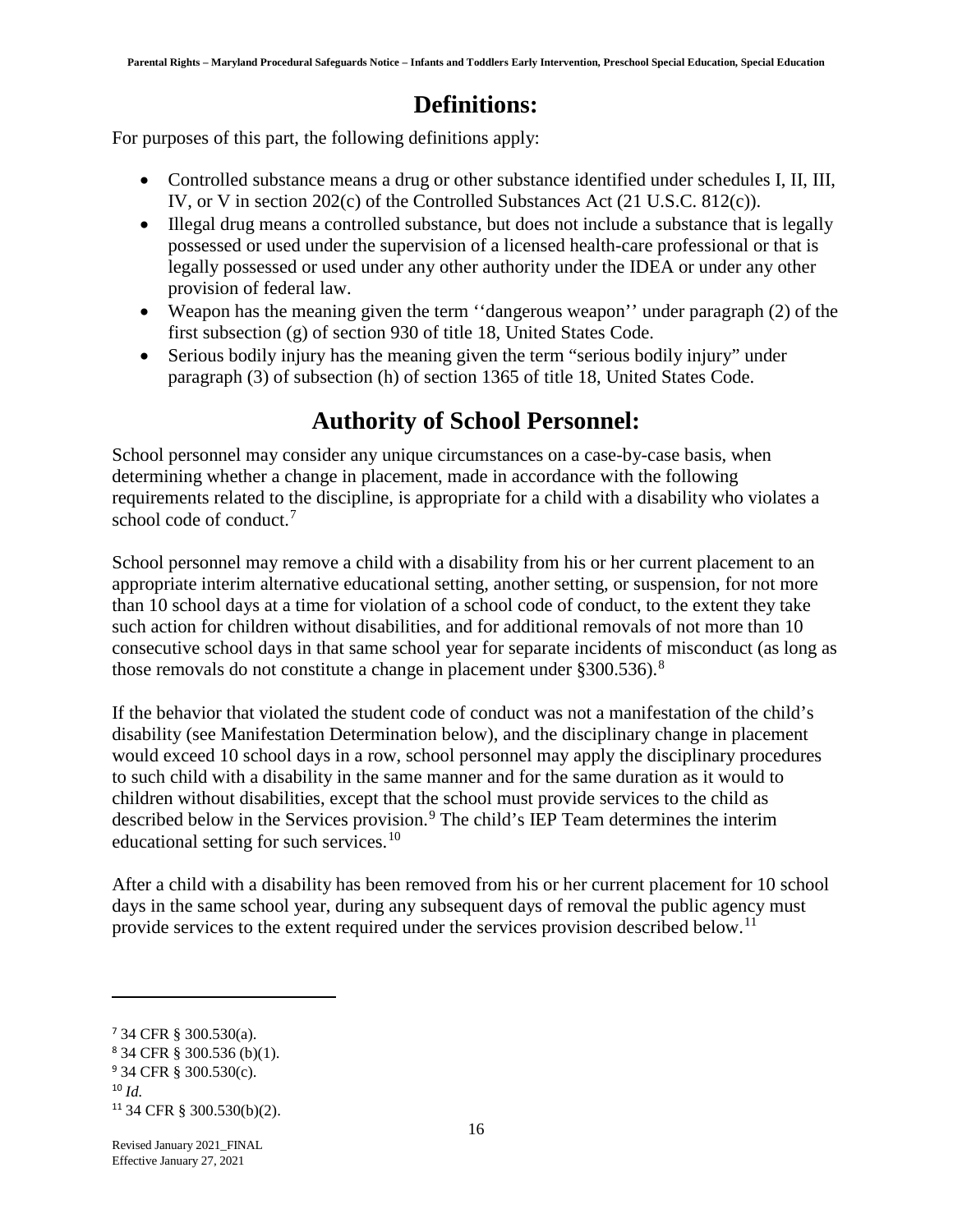## Definitions:

For purposes of this part, the following definitions apply:

- Controlled substance means a drug or other substance identified under schedules I, II, III, IV, or V in section 202(c) of the Controlled Substances Act (21 U.S.C. 812(c)).
- Illegal drug means a controlled substance, but does not include a substance that is legally possessed or used under the supervision of a licensed health-care professional or that is legally possessed or used under any other authority under the IDEA or under any other provision of federal law.
- Weapon has the meaning given the term ''dangerous weapon'' under paragraph (2) of the first subsection (g) of section 930 of title 18, United States Code.
- Serious bodily injury has the meaning given the term "serious bodily injury" under paragraph (3) of subsection (h) of section 1365 of title 18, United States Code.

## Authority of School Personnel:

School personnel may consider any unique circumstances on a case-by-case basis, when determining whether a change in placement, made in accordance with the following requirements related to the discipline, is appropriate for a child with a disability who violates a school code of conduct.[7]

School personnel may remove a child with a disability from his or her current placement to an appropriate interim alternative educational setting, another setting, or suspension, for not more than 10 school days at a time for violation of a school code of conduct, to the extent they take such action for children without disabilities, and for additional removals of not more than 10 consecutive school days in that same school year for separate incidents of misconduct (as long as those removals do not constitute a change in placement under §300.536).[8]

If the behavior that violated the student code of conduct was not a manifestation of the child's disability (see Manifestation Determination below), and the disciplinary change in placement would exceed 10 school days in a row, school personnel may apply the disciplinary procedures to such child with a disability in the same manner and for the same duration as it would to children without disabilities, except that the school must provide services to the child as described below in the Services provision.[9] The child's IEP Team determines the interim educational setting for such services.[10]

After a child with a disability has been removed from his or her current placement for 10 school days in the same school year, during any subsequent days of removal the public agency must provide services to the extent required under the services provision described below.[11]

---

[7] 34 CFR § 300.530(a).
[8] 34 CFR § 300.536 (b)(1).
[9] 34 CFR § 300.530(c).
[10] *Id.*
[11] 34 CFR § 300.530(b)(2).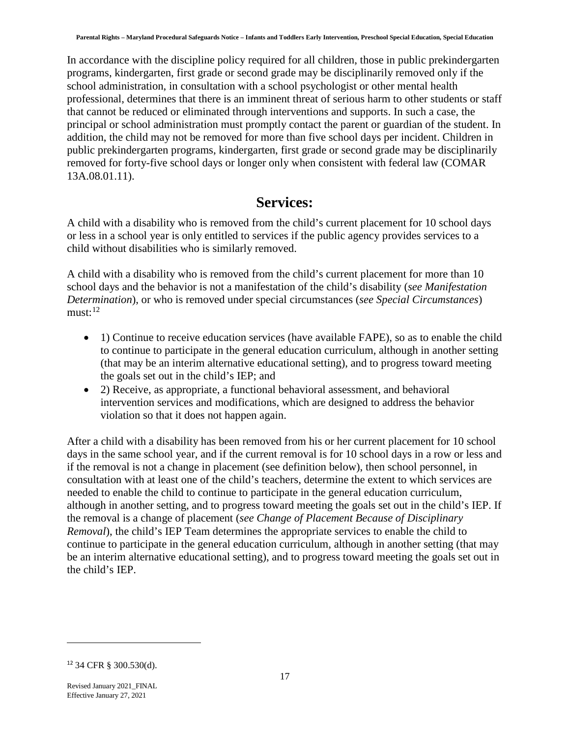In accordance with the discipline policy required for all children, those in public prekindergarten programs, kindergarten, first grade or second grade may be disciplinarily removed only if the school administration, in consultation with a school psychologist or other mental health professional, determines that there is an imminent threat of serious harm to other students or staff that cannot be reduced or eliminated through interventions and supports. In such a case, the principal or school administration must promptly contact the parent or guardian of the student. In addition, the child may not be removed for more than five school days per incident. Children in public prekindergarten programs, kindergarten, first grade or second grade may be disciplinarily removed for forty-five school days or longer only when consistent with federal law (COMAR 13A.08.01.11).

## Services:

A child with a disability who is removed from the child's current placement for 10 school days or less in a school year is only entitled to services if the public agency provides services to a child without disabilities who is similarly removed.

A child with a disability who is removed from the child's current placement for more than 10 school days and the behavior is not a manifestation of the child's disability (*see Manifestation Determination*), or who is removed under special circumstances (*see Special Circumstances*) must:[12]

- 1) Continue to receive education services (have available FAPE), so as to enable the child to continue to participate in the general education curriculum, although in another setting (that may be an interim alternative educational setting), and to progress toward meeting the goals set out in the child's IEP; and
- 2) Receive, as appropriate, a functional behavioral assessment, and behavioral intervention services and modifications, which are designed to address the behavior violation so that it does not happen again.

After a child with a disability has been removed from his or her current placement for 10 school days in the same school year, and if the current removal is for 10 school days in a row or less and if the removal is not a change in placement (see definition below), then school personnel, in consultation with at least one of the child's teachers, determine the extent to which services are needed to enable the child to continue to participate in the general education curriculum, although in another setting, and to progress toward meeting the goals set out in the child's IEP. If the removal is a change of placement (*see Change of Placement Because of Disciplinary Removal*), the child's IEP Team determines the appropriate services to enable the child to continue to participate in the general education curriculum, although in another setting (that may be an interim alternative educational setting), and to progress toward meeting the goals set out in the child's IEP.

[12] 34 CFR § 300.530(d).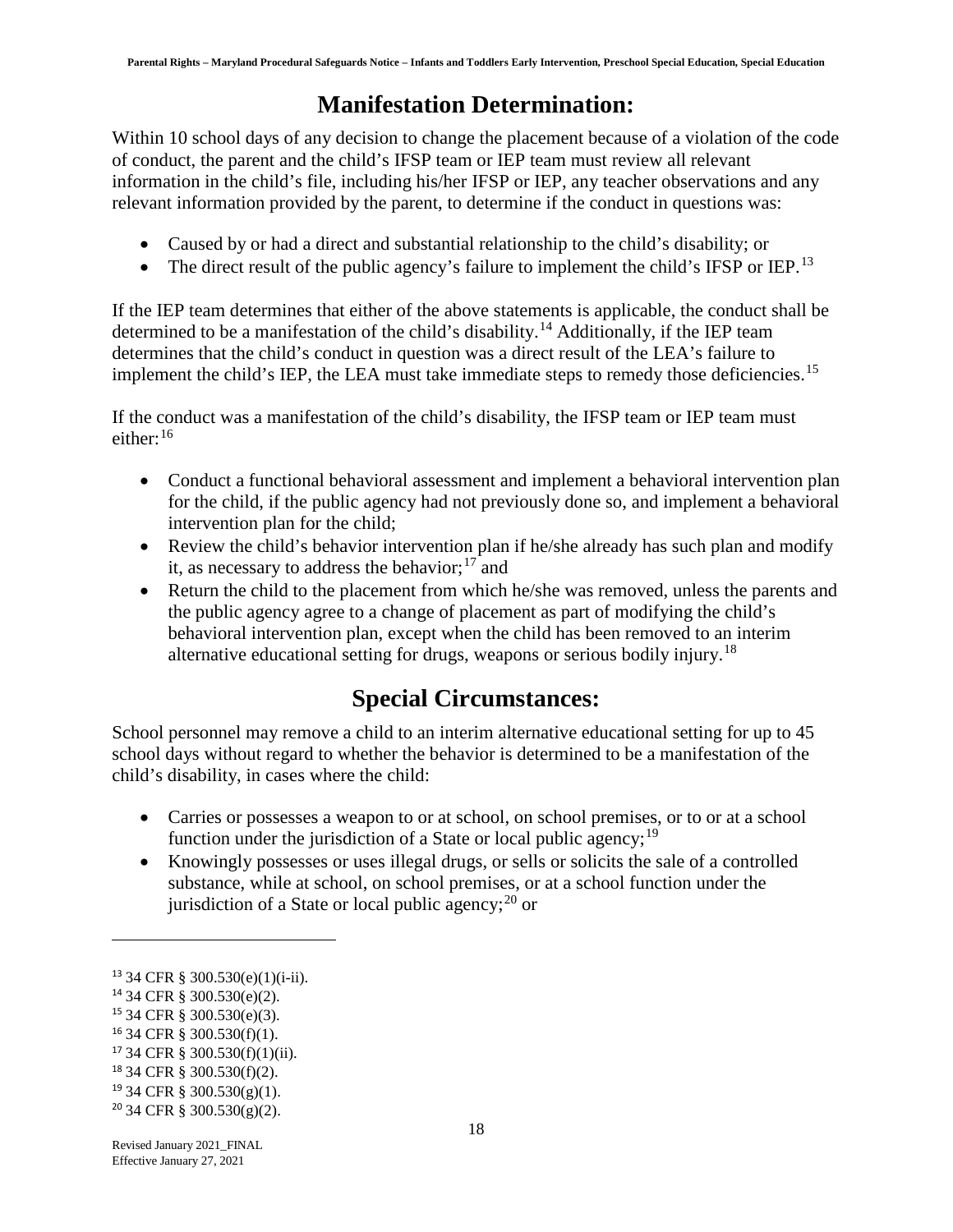## Manifestation Determination:

Within 10 school days of any decision to change the placement because of a violation of the code of conduct, the parent and the child's IFSP team or IEP team must review all relevant information in the child's file, including his/her IFSP or IEP, any teacher observations and any relevant information provided by the parent, to determine if the conduct in questions was:

- Caused by or had a direct and substantial relationship to the child's disability; or
- The direct result of the public agency's failure to implement the child's IFSP or IEP.[13]

If the IEP team determines that either of the above statements is applicable, the conduct shall be determined to be a manifestation of the child's disability.[14] Additionally, if the IEP team determines that the child's conduct in question was a direct result of the LEA's failure to implement the child's IEP, the LEA must take immediate steps to remedy those deficiencies.[15]

If the conduct was a manifestation of the child's disability, the IFSP team or IEP team must either:[16]

- Conduct a functional behavioral assessment and implement a behavioral intervention plan for the child, if the public agency had not previously done so, and implement a behavioral intervention plan for the child;
- Review the child's behavior intervention plan if he/she already has such plan and modify it, as necessary to address the behavior;[17] and
- Return the child to the placement from which he/she was removed, unless the parents and the public agency agree to a change of placement as part of modifying the child's behavioral intervention plan, except when the child has been removed to an interim alternative educational setting for drugs, weapons or serious bodily injury.[18]

## Special Circumstances:

School personnel may remove a child to an interim alternative educational setting for up to 45 school days without regard to whether the behavior is determined to be a manifestation of the child's disability, in cases where the child:

- Carries or possesses a weapon to or at school, on school premises, or to or at a school function under the jurisdiction of a State or local public agency;[19]
- Knowingly possesses or uses illegal drugs, or sells or solicits the sale of a controlled substance, while at school, on school premises, or at a school function under the jurisdiction of a State or local public agency;[20] or

---

[13] 34 CFR § 300.530(e)(1)(i-ii).
[14] 34 CFR § 300.530(e)(2).
[15] 34 CFR § 300.530(e)(3).
[16] 34 CFR § 300.530(f)(1).
[17] 34 CFR § 300.530(f)(1)(ii).
[18] 34 CFR § 300.530(f)(2).
[19] 34 CFR § 300.530(g)(1).
[20] 34 CFR § 300.530(g)(2).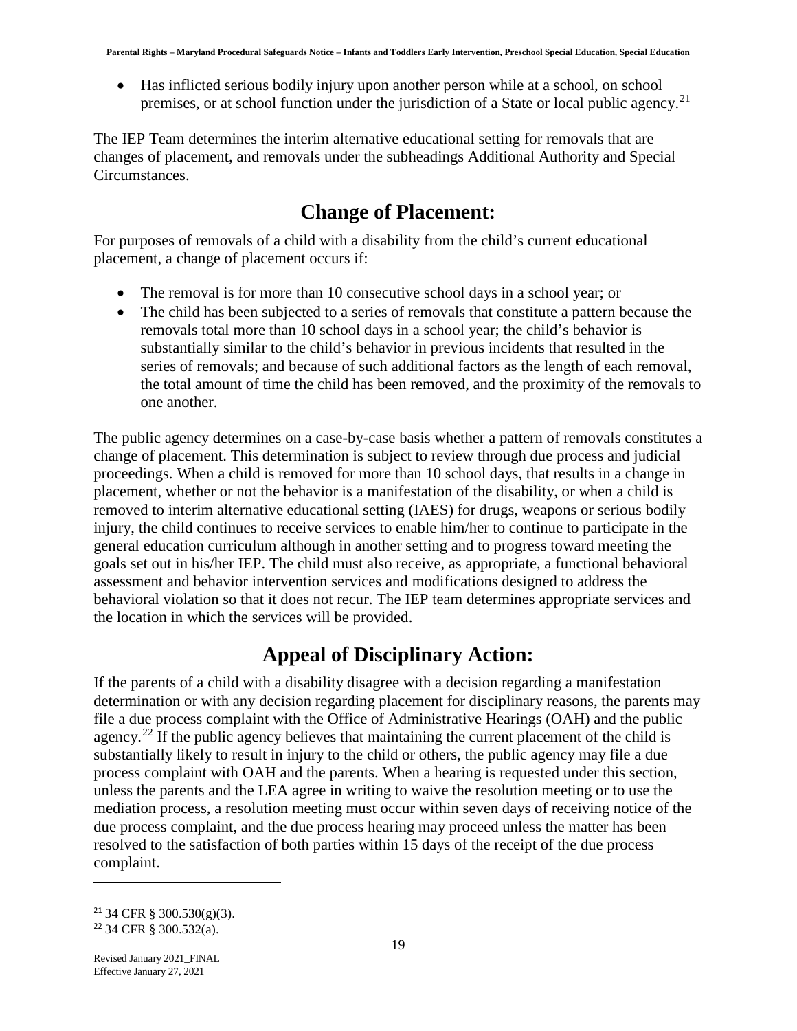- Has inflicted serious bodily injury upon another person while at a school, on school premises, or at school function under the jurisdiction of a State or local public agency.[21]

The IEP Team determines the interim alternative educational setting for removals that are changes of placement, and removals under the subheadings Additional Authority and Special Circumstances.

## Change of Placement:

For purposes of removals of a child with a disability from the child's current educational placement, a change of placement occurs if:

- The removal is for more than 10 consecutive school days in a school year; or
- The child has been subjected to a series of removals that constitute a pattern because the removals total more than 10 school days in a school year; the child's behavior is substantially similar to the child's behavior in previous incidents that resulted in the series of removals; and because of such additional factors as the length of each removal, the total amount of time the child has been removed, and the proximity of the removals to one another.

The public agency determines on a case-by-case basis whether a pattern of removals constitutes a change of placement. This determination is subject to review through due process and judicial proceedings. When a child is removed for more than 10 school days, that results in a change in placement, whether or not the behavior is a manifestation of the disability, or when a child is removed to interim alternative educational setting (IAES) for drugs, weapons or serious bodily injury, the child continues to receive services to enable him/her to continue to participate in the general education curriculum although in another setting and to progress toward meeting the goals set out in his/her IEP. The child must also receive, as appropriate, a functional behavioral assessment and behavior intervention services and modifications designed to address the behavioral violation so that it does not recur. The IEP team determines appropriate services and the location in which the services will be provided.

## Appeal of Disciplinary Action:

If the parents of a child with a disability disagree with a decision regarding a manifestation determination or with any decision regarding placement for disciplinary reasons, the parents may file a due process complaint with the Office of Administrative Hearings (OAH) and the public agency.[22] If the public agency believes that maintaining the current placement of the child is substantially likely to result in injury to the child or others, the public agency may file a due process complaint with OAH and the parents. When a hearing is requested under this section, unless the parents and the LEA agree in writing to waive the resolution meeting or to use the mediation process, a resolution meeting must occur within seven days of receiving notice of the due process complaint, and the due process hearing may proceed unless the matter has been resolved to the satisfaction of both parties within 15 days of the receipt of the due process complaint.

---

[21] 34 CFR § 300.530(g)(3).
[22] 34 CFR § 300.532(a).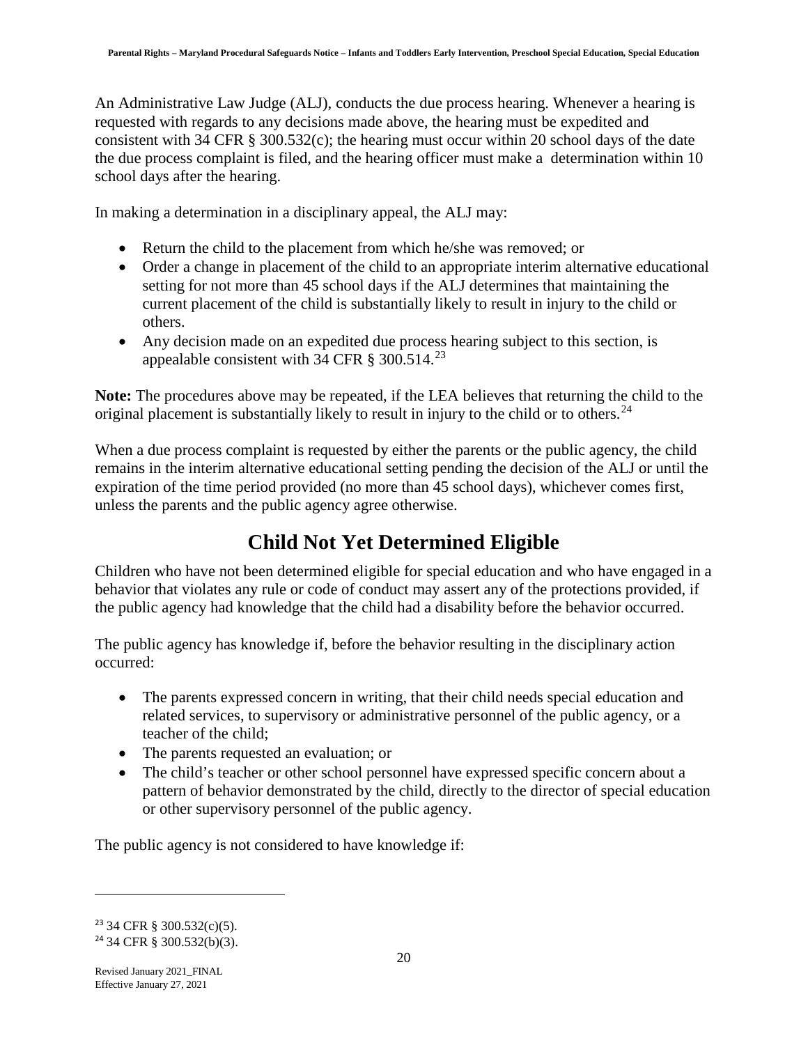An Administrative Law Judge (ALJ), conducts the due process hearing. Whenever a hearing is requested with regards to any decisions made above, the hearing must be expedited and consistent with 34 CFR § 300.532(c); the hearing must occur within 20 school days of the date the due process complaint is filed, and the hearing officer must make a determination within 10 school days after the hearing.

In making a determination in a disciplinary appeal, the ALJ may:

- Return the child to the placement from which he/she was removed; or
- Order a change in placement of the child to an appropriate interim alternative educational setting for not more than 45 school days if the ALJ determines that maintaining the current placement of the child is substantially likely to result in injury to the child or others.
- Any decision made on an expedited due process hearing subject to this section, is appealable consistent with 34 CFR § 300.514.[23]

**Note:** The procedures above may be repeated, if the LEA believes that returning the child to the original placement is substantially likely to result in injury to the child or to others.[24]

When a due process complaint is requested by either the parents or the public agency, the child remains in the interim alternative educational setting pending the decision of the ALJ or until the expiration of the time period provided (no more than 45 school days), whichever comes first, unless the parents and the public agency agree otherwise.

## Child Not Yet Determined Eligible

Children who have not been determined eligible for special education and who have engaged in a behavior that violates any rule or code of conduct may assert any of the protections provided, if the public agency had knowledge that the child had a disability before the behavior occurred.

The public agency has knowledge if, before the behavior resulting in the disciplinary action occurred:

- The parents expressed concern in writing, that their child needs special education and related services, to supervisory or administrative personnel of the public agency, or a teacher of the child;
- The parents requested an evaluation; or
- The child's teacher or other school personnel have expressed specific concern about a pattern of behavior demonstrated by the child, directly to the director of special education or other supervisory personnel of the public agency.

The public agency is not considered to have knowledge if:

---

[23] 34 CFR § 300.532(c)(5).

[24] 34 CFR § 300.532(b)(3).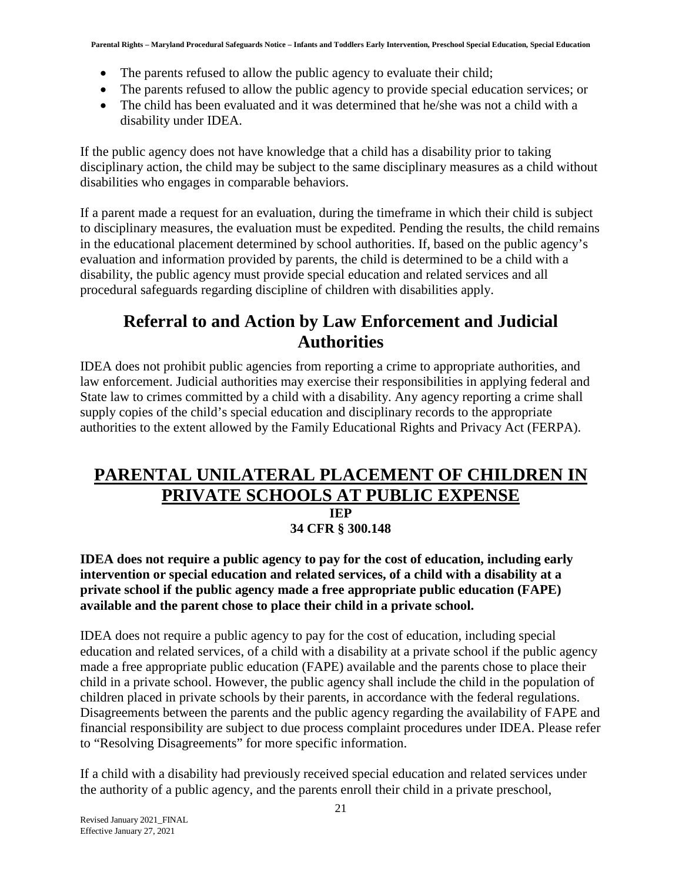- The parents refused to allow the public agency to evaluate their child;
- The parents refused to allow the public agency to provide special education services; or
- The child has been evaluated and it was determined that he/she was not a child with a disability under IDEA.

If the public agency does not have knowledge that a child has a disability prior to taking disciplinary action, the child may be subject to the same disciplinary measures as a child without disabilities who engages in comparable behaviors.

If a parent made a request for an evaluation, during the timeframe in which their child is subject to disciplinary measures, the evaluation must be expedited. Pending the results, the child remains in the educational placement determined by school authorities. If, based on the public agency's evaluation and information provided by parents, the child is determined to be a child with a disability, the public agency must provide special education and related services and all procedural safeguards regarding discipline of children with disabilities apply.

## Referral to and Action by Law Enforcement and Judicial Authorities

IDEA does not prohibit public agencies from reporting a crime to appropriate authorities, and law enforcement. Judicial authorities may exercise their responsibilities in applying federal and State law to crimes committed by a child with a disability. Any agency reporting a crime shall supply copies of the child's special education and disciplinary records to the appropriate authorities to the extent allowed by the Family Educational Rights and Privacy Act (FERPA).

# PARENTAL UNILATERAL PLACEMENT OF CHILDREN IN PRIVATE SCHOOLS AT PUBLIC EXPENSE

**IEP**

**34 CFR § 300.148**

**IDEA does not require a public agency to pay for the cost of education, including early intervention or special education and related services, of a child with a disability at a private school if the public agency made a free appropriate public education (FAPE) available and the parent chose to place their child in a private school.**

IDEA does not require a public agency to pay for the cost of education, including special education and related services, of a child with a disability at a private school if the public agency made a free appropriate public education (FAPE) available and the parents chose to place their child in a private school. However, the public agency shall include the child in the population of children placed in private schools by their parents, in accordance with the federal regulations. Disagreements between the parents and the public agency regarding the availability of FAPE and financial responsibility are subject to due process complaint procedures under IDEA. Please refer to "Resolving Disagreements" for more specific information.

If a child with a disability had previously received special education and related services under the authority of a public agency, and the parents enroll their child in a private preschool,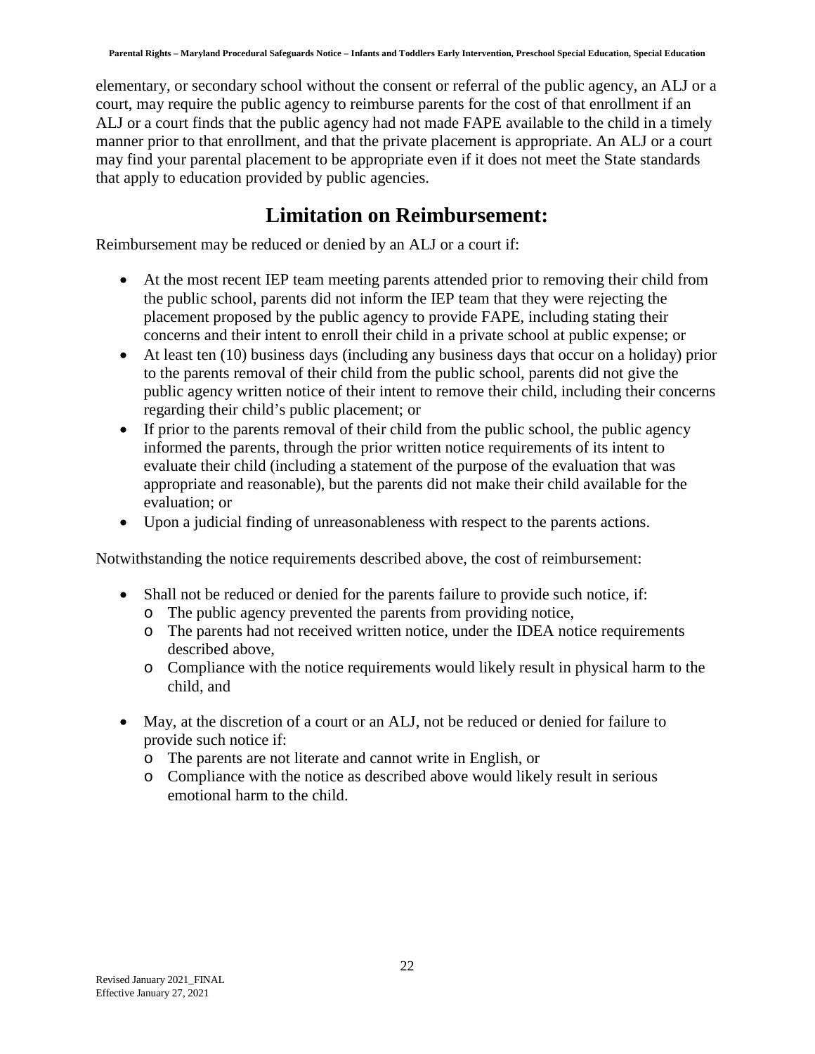elementary, or secondary school without the consent or referral of the public agency, an ALJ or a court, may require the public agency to reimburse parents for the cost of that enrollment if an ALJ or a court finds that the public agency had not made FAPE available to the child in a timely manner prior to that enrollment, and that the private placement is appropriate. An ALJ or a court may find your parental placement to be appropriate even if it does not meet the State standards that apply to education provided by public agencies.

## Limitation on Reimbursement:

Reimbursement may be reduced or denied by an ALJ or a court if:

- At the most recent IEP team meeting parents attended prior to removing their child from the public school, parents did not inform the IEP team that they were rejecting the placement proposed by the public agency to provide FAPE, including stating their concerns and their intent to enroll their child in a private school at public expense; or
- At least ten (10) business days (including any business days that occur on a holiday) prior to the parents removal of their child from the public school, parents did not give the public agency written notice of their intent to remove their child, including their concerns regarding their child's public placement; or
- If prior to the parents removal of their child from the public school, the public agency informed the parents, through the prior written notice requirements of its intent to evaluate their child (including a statement of the purpose of the evaluation that was appropriate and reasonable), but the parents did not make their child available for the evaluation; or
- Upon a judicial finding of unreasonableness with respect to the parents actions.

Notwithstanding the notice requirements described above, the cost of reimbursement:

- Shall not be reduced or denied for the parents failure to provide such notice, if:
  - The public agency prevented the parents from providing notice,
  - The parents had not received written notice, under the IDEA notice requirements described above,
  - Compliance with the notice requirements would likely result in physical harm to the child, and
- May, at the discretion of a court or an ALJ, not be reduced or denied for failure to provide such notice if:
  - The parents are not literate and cannot write in English, or
  - Compliance with the notice as described above would likely result in serious emotional harm to the child.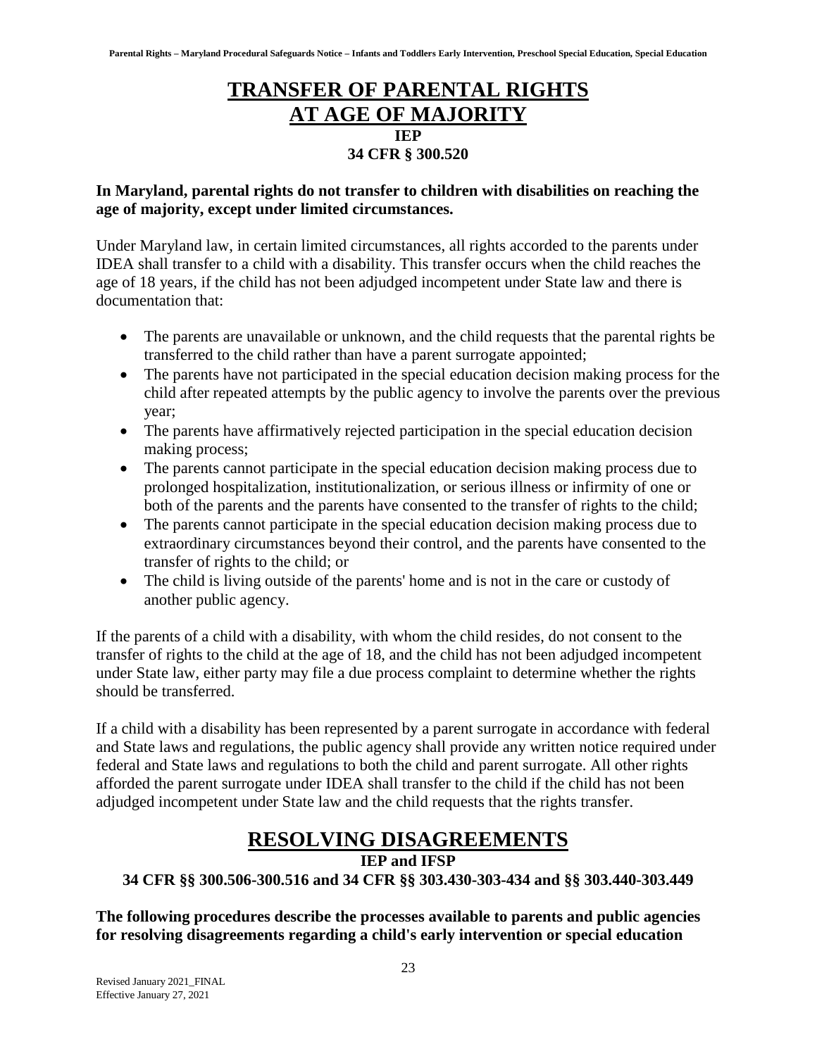## TRANSFER OF PARENTAL RIGHTS AT AGE OF MAJORITY

**IEP**

**34 CFR § 300.520**

**In Maryland, parental rights do not transfer to children with disabilities on reaching the age of majority, except under limited circumstances.**

Under Maryland law, in certain limited circumstances, all rights accorded to the parents under IDEA shall transfer to a child with a disability. This transfer occurs when the child reaches the age of 18 years, if the child has not been adjudged incompetent under State law and there is documentation that:

- The parents are unavailable or unknown, and the child requests that the parental rights be transferred to the child rather than have a parent surrogate appointed;
- The parents have not participated in the special education decision making process for the child after repeated attempts by the public agency to involve the parents over the previous year;
- The parents have affirmatively rejected participation in the special education decision making process;
- The parents cannot participate in the special education decision making process due to prolonged hospitalization, institutionalization, or serious illness or infirmity of one or both of the parents and the parents have consented to the transfer of rights to the child;
- The parents cannot participate in the special education decision making process due to extraordinary circumstances beyond their control, and the parents have consented to the transfer of rights to the child; or
- The child is living outside of the parents' home and is not in the care or custody of another public agency.

If the parents of a child with a disability, with whom the child resides, do not consent to the transfer of rights to the child at the age of 18, and the child has not been adjudged incompetent under State law, either party may file a due process complaint to determine whether the rights should be transferred.

If a child with a disability has been represented by a parent surrogate in accordance with federal and State laws and regulations, the public agency shall provide any written notice required under federal and State laws and regulations to both the child and parent surrogate. All other rights afforded the parent surrogate under IDEA shall transfer to the child if the child has not been adjudged incompetent under State law and the child requests that the rights transfer.

## RESOLVING DISAGREEMENTS

**IEP and IFSP**

**34 CFR §§ 300.506-300.516 and 34 CFR §§ 303.430-303-434 and §§ 303.440-303.449**

**The following procedures describe the processes available to parents and public agencies for resolving disagreements regarding a child's early intervention or special education**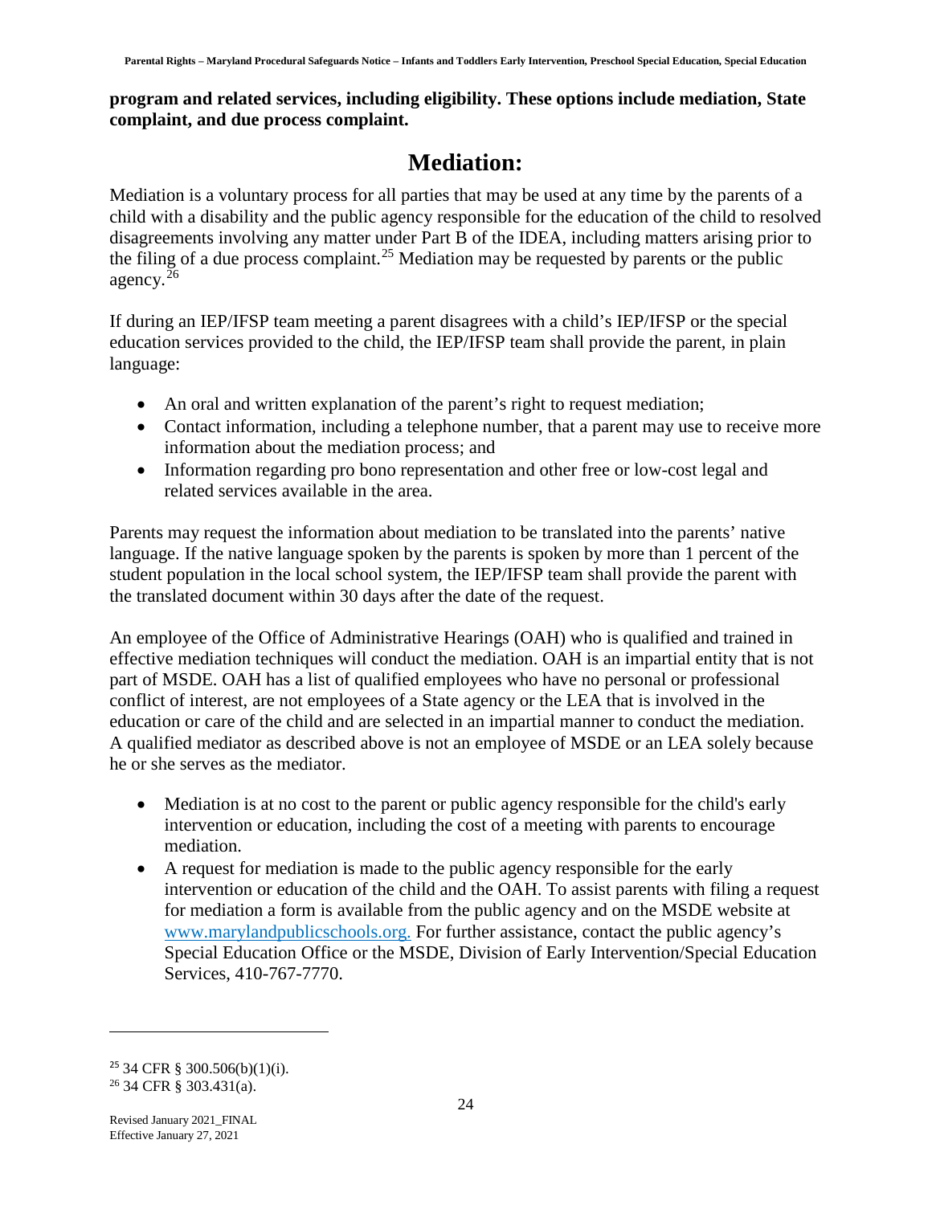**program and related services, including eligibility. These options include mediation, State complaint, and due process complaint.**

## Mediation:

Mediation is a voluntary process for all parties that may be used at any time by the parents of a child with a disability and the public agency responsible for the education of the child to resolved disagreements involving any matter under Part B of the IDEA, including matters arising prior to the filing of a due process complaint.[25] Mediation may be requested by parents or the public agency.[26]

If during an IEP/IFSP team meeting a parent disagrees with a child's IEP/IFSP or the special education services provided to the child, the IEP/IFSP team shall provide the parent, in plain language:

- An oral and written explanation of the parent's right to request mediation;
- Contact information, including a telephone number, that a parent may use to receive more information about the mediation process; and
- Information regarding pro bono representation and other free or low-cost legal and related services available in the area.

Parents may request the information about mediation to be translated into the parents' native language. If the native language spoken by the parents is spoken by more than 1 percent of the student population in the local school system, the IEP/IFSP team shall provide the parent with the translated document within 30 days after the date of the request.

An employee of the Office of Administrative Hearings (OAH) who is qualified and trained in effective mediation techniques will conduct the mediation. OAH is an impartial entity that is not part of MSDE. OAH has a list of qualified employees who have no personal or professional conflict of interest, are not employees of a State agency or the LEA that is involved in the education or care of the child and are selected in an impartial manner to conduct the mediation. A qualified mediator as described above is not an employee of MSDE or an LEA solely because he or she serves as the mediator.

- Mediation is at no cost to the parent or public agency responsible for the child's early intervention or education, including the cost of a meeting with parents to encourage mediation.
- A request for mediation is made to the public agency responsible for the early intervention or education of the child and the OAH. To assist parents with filing a request for mediation a form is available from the public agency and on the MSDE website at www.marylandpublicschools.org. For further assistance, contact the public agency's Special Education Office or the MSDE, Division of Early Intervention/Special Education Services, 410-767-7770.

---

[25] 34 CFR § 300.506(b)(1)(i).

[26] 34 CFR § 303.431(a).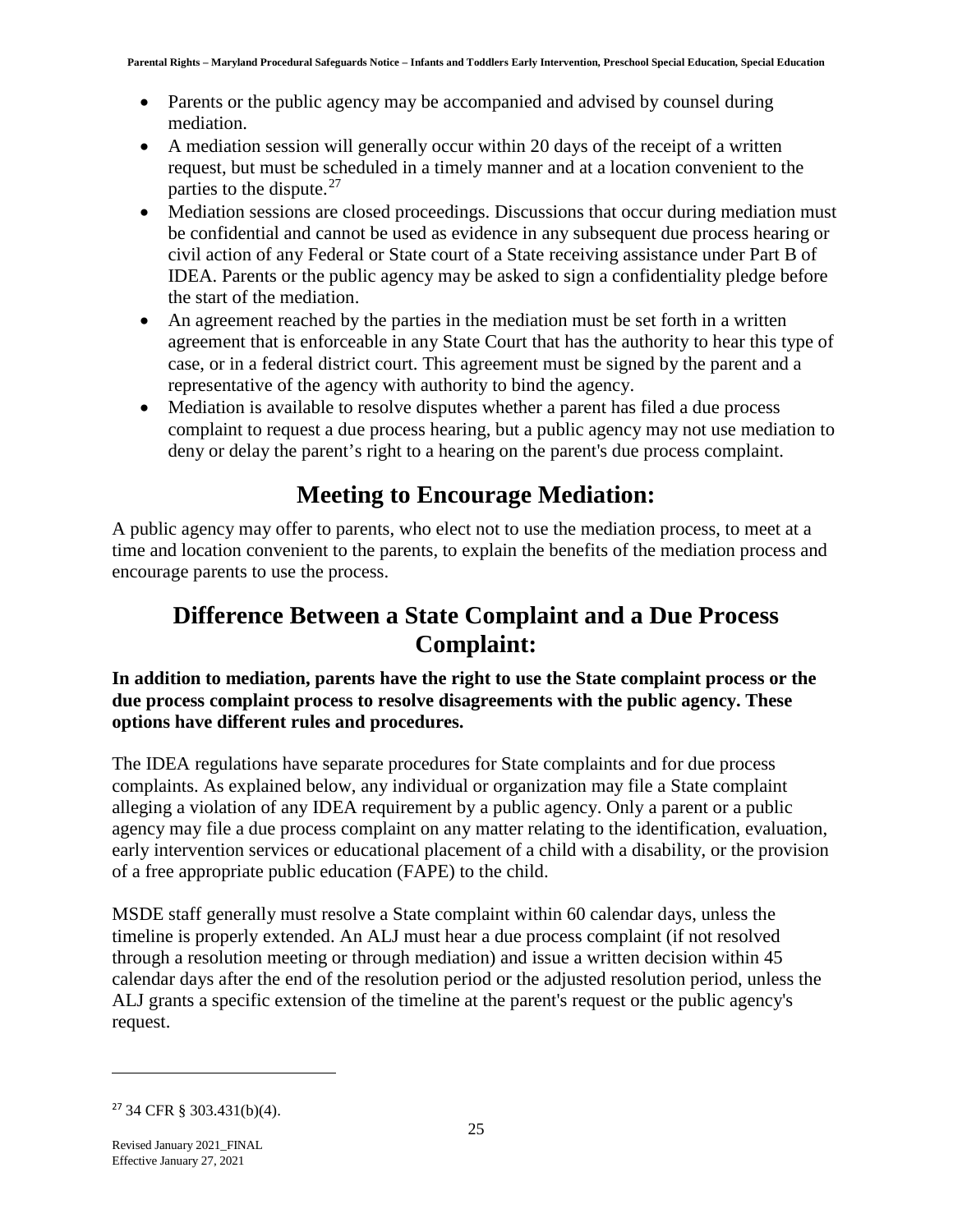- Parents or the public agency may be accompanied and advised by counsel during mediation.
- A mediation session will generally occur within 20 days of the receipt of a written request, but must be scheduled in a timely manner and at a location convenient to the parties to the dispute.[27]
- Mediation sessions are closed proceedings. Discussions that occur during mediation must be confidential and cannot be used as evidence in any subsequent due process hearing or civil action of any Federal or State court of a State receiving assistance under Part B of IDEA. Parents or the public agency may be asked to sign a confidentiality pledge before the start of the mediation.
- An agreement reached by the parties in the mediation must be set forth in a written agreement that is enforceable in any State Court that has the authority to hear this type of case, or in a federal district court. This agreement must be signed by the parent and a representative of the agency with authority to bind the agency.
- Mediation is available to resolve disputes whether a parent has filed a due process complaint to request a due process hearing, but a public agency may not use mediation to deny or delay the parent's right to a hearing on the parent's due process complaint.

## Meeting to Encourage Mediation:

A public agency may offer to parents, who elect not to use the mediation process, to meet at a time and location convenient to the parents, to explain the benefits of the mediation process and encourage parents to use the process.

## Difference Between a State Complaint and a Due Process Complaint:

**In addition to mediation, parents have the right to use the State complaint process or the due process complaint process to resolve disagreements with the public agency. These options have different rules and procedures.**

The IDEA regulations have separate procedures for State complaints and for due process complaints. As explained below, any individual or organization may file a State complaint alleging a violation of any IDEA requirement by a public agency. Only a parent or a public agency may file a due process complaint on any matter relating to the identification, evaluation, early intervention services or educational placement of a child with a disability, or the provision of a free appropriate public education (FAPE) to the child.

MSDE staff generally must resolve a State complaint within 60 calendar days, unless the timeline is properly extended. An ALJ must hear a due process complaint (if not resolved through a resolution meeting or through mediation) and issue a written decision within 45 calendar days after the end of the resolution period or the adjusted resolution period, unless the ALJ grants a specific extension of the timeline at the parent's request or the public agency's request.

---

[27] 34 CFR § 303.431(b)(4).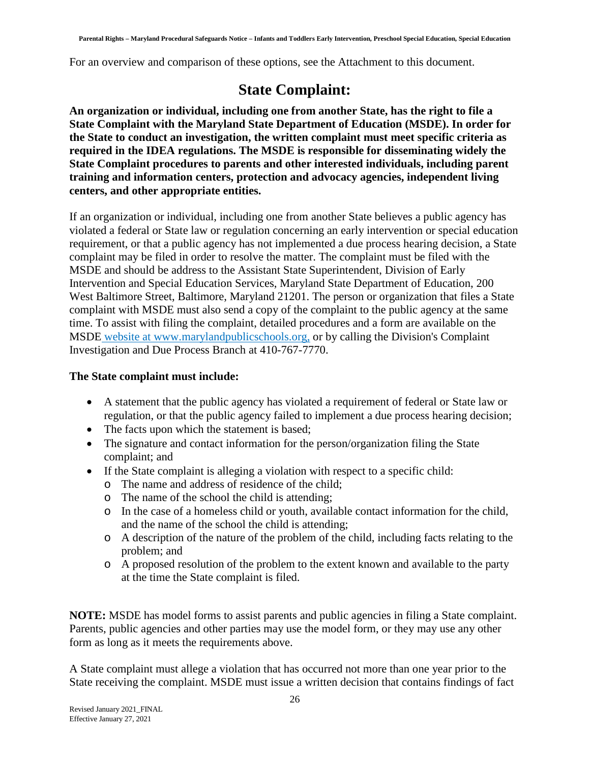For an overview and comparison of these options, see the Attachment to this document.

# State Complaint:

**An organization or individual, including one from another State, has the right to file a State Complaint with the Maryland State Department of Education (MSDE). In order for the State to conduct an investigation, the written complaint must meet specific criteria as required in the IDEA regulations. The MSDE is responsible for disseminating widely the State Complaint procedures to parents and other interested individuals, including parent training and information centers, protection and advocacy agencies, independent living centers, and other appropriate entities.**

If an organization or individual, including one from another State believes a public agency has violated a federal or State law or regulation concerning an early intervention or special education requirement, or that a public agency has not implemented a due process hearing decision, a State complaint may be filed in order to resolve the matter. The complaint must be filed with the MSDE and should be address to the Assistant State Superintendent, Division of Early Intervention and Special Education Services, Maryland State Department of Education, 200 West Baltimore Street, Baltimore, Maryland 21201. The person or organization that files a State complaint with MSDE must also send a copy of the complaint to the public agency at the same time. To assist with filing the complaint, detailed procedures and a form are available on the MSDE website at www.marylandpublicschools.org, or by calling the Division's Complaint Investigation and Due Process Branch at 410-767-7770.

**The State complaint must include:**

- A statement that the public agency has violated a requirement of federal or State law or regulation, or that the public agency failed to implement a due process hearing decision;
- The facts upon which the statement is based;
- The signature and contact information for the person/organization filing the State complaint; and
- If the State complaint is alleging a violation with respect to a specific child:
  - The name and address of residence of the child;
  - The name of the school the child is attending;
  - In the case of a homeless child or youth, available contact information for the child, and the name of the school the child is attending;
  - A description of the nature of the problem of the child, including facts relating to the problem; and
  - A proposed resolution of the problem to the extent known and available to the party at the time the State complaint is filed.

**NOTE:** MSDE has model forms to assist parents and public agencies in filing a State complaint. Parents, public agencies and other parties may use the model form, or they may use any other form as long as it meets the requirements above.

A State complaint must allege a violation that has occurred not more than one year prior to the State receiving the complaint. MSDE must issue a written decision that contains findings of fact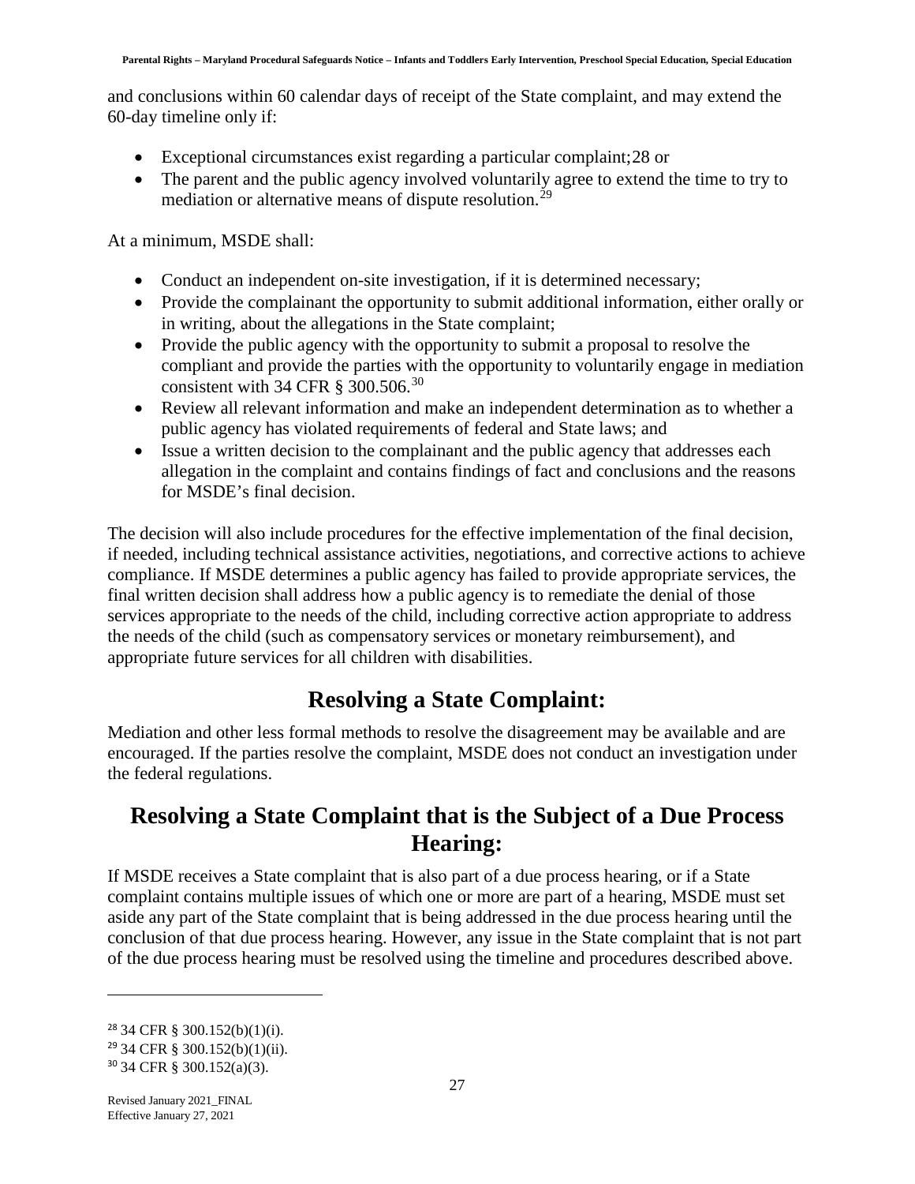and conclusions within 60 calendar days of receipt of the State complaint, and may extend the 60-day timeline only if:

- Exceptional circumstances exist regarding a particular complaint;[28] or
- The parent and the public agency involved voluntarily agree to extend the time to try to mediation or alternative means of dispute resolution.[29]

At a minimum, MSDE shall:

- Conduct an independent on-site investigation, if it is determined necessary;
- Provide the complainant the opportunity to submit additional information, either orally or in writing, about the allegations in the State complaint;
- Provide the public agency with the opportunity to submit a proposal to resolve the compliant and provide the parties with the opportunity to voluntarily engage in mediation consistent with 34 CFR § 300.506.[30]
- Review all relevant information and make an independent determination as to whether a public agency has violated requirements of federal and State laws; and
- Issue a written decision to the complainant and the public agency that addresses each allegation in the complaint and contains findings of fact and conclusions and the reasons for MSDE's final decision.

The decision will also include procedures for the effective implementation of the final decision, if needed, including technical assistance activities, negotiations, and corrective actions to achieve compliance. If MSDE determines a public agency has failed to provide appropriate services, the final written decision shall address how a public agency is to remediate the denial of those services appropriate to the needs of the child, including corrective action appropriate to address the needs of the child (such as compensatory services or monetary reimbursement), and appropriate future services for all children with disabilities.

## Resolving a State Complaint:

Mediation and other less formal methods to resolve the disagreement may be available and are encouraged. If the parties resolve the complaint, MSDE does not conduct an investigation under the federal regulations.

## Resolving a State Complaint that is the Subject of a Due Process Hearing:

If MSDE receives a State complaint that is also part of a due process hearing, or if a State complaint contains multiple issues of which one or more are part of a hearing, MSDE must set aside any part of the State complaint that is being addressed in the due process hearing until the conclusion of that due process hearing. However, any issue in the State complaint that is not part of the due process hearing must be resolved using the timeline and procedures described above.

---

[28] 34 CFR § 300.152(b)(1)(i).
[29] 34 CFR § 300.152(b)(1)(ii).
[30] 34 CFR § 300.152(a)(3).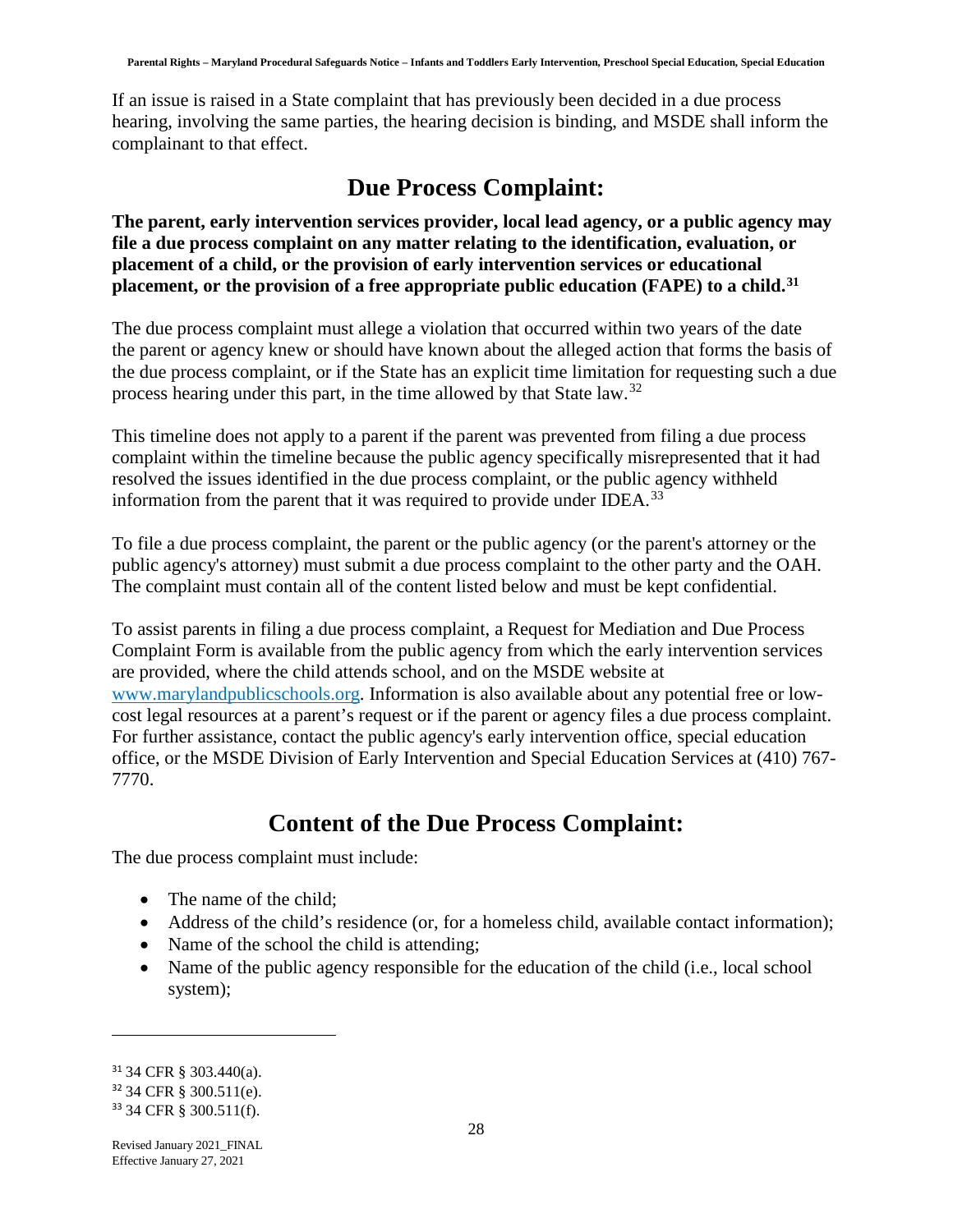If an issue is raised in a State complaint that has previously been decided in a due process hearing, involving the same parties, the hearing decision is binding, and MSDE shall inform the complainant to that effect.

## Due Process Complaint:

**The parent, early intervention services provider, local lead agency, or a public agency may file a due process complaint on any matter relating to the identification, evaluation, or placement of a child, or the provision of early intervention services or educational placement, or the provision of a free appropriate public education (FAPE) to a child.[31]**

The due process complaint must allege a violation that occurred within two years of the date the parent or agency knew or should have known about the alleged action that forms the basis of the due process complaint, or if the State has an explicit time limitation for requesting such a due process hearing under this part, in the time allowed by that State law.[32]

This timeline does not apply to a parent if the parent was prevented from filing a due process complaint within the timeline because the public agency specifically misrepresented that it had resolved the issues identified in the due process complaint, or the public agency withheld information from the parent that it was required to provide under IDEA.[33]

To file a due process complaint, the parent or the public agency (or the parent's attorney or the public agency's attorney) must submit a due process complaint to the other party and the OAH. The complaint must contain all of the content listed below and must be kept confidential.

To assist parents in filing a due process complaint, a Request for Mediation and Due Process Complaint Form is available from the public agency from which the early intervention services are provided, where the child attends school, and on the MSDE website at www.marylandpublicschools.org. Information is also available about any potential free or low-cost legal resources at a parent's request or if the parent or agency files a due process complaint. For further assistance, contact the public agency's early intervention office, special education office, or the MSDE Division of Early Intervention and Special Education Services at (410) 767-7770.

## Content of the Due Process Complaint:

The due process complaint must include:

- The name of the child;
- Address of the child's residence (or, for a homeless child, available contact information);
- Name of the school the child is attending;
- Name of the public agency responsible for the education of the child (i.e., local school system);

---

[31] 34 CFR § 303.440(a).
[32] 34 CFR § 300.511(e).
[33] 34 CFR § 300.511(f).

Revised January 2021_FINAL
Effective January 27, 2021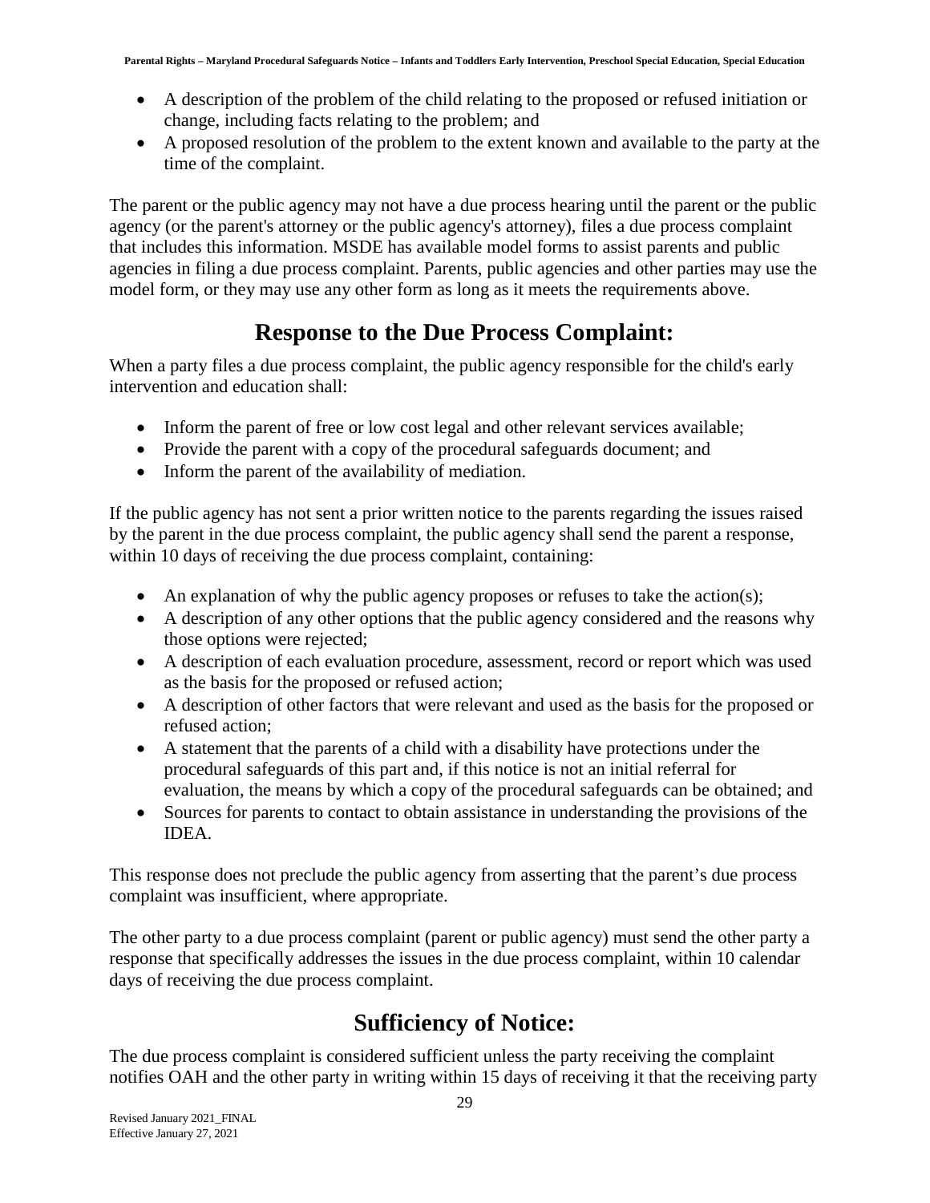- A description of the problem of the child relating to the proposed or refused initiation or change, including facts relating to the problem; and
- A proposed resolution of the problem to the extent known and available to the party at the time of the complaint.

The parent or the public agency may not have a due process hearing until the parent or the public agency (or the parent's attorney or the public agency's attorney), files a due process complaint that includes this information. MSDE has available model forms to assist parents and public agencies in filing a due process complaint. Parents, public agencies and other parties may use the model form, or they may use any other form as long as it meets the requirements above.

## Response to the Due Process Complaint:

When a party files a due process complaint, the public agency responsible for the child's early intervention and education shall:

- Inform the parent of free or low cost legal and other relevant services available;
- Provide the parent with a copy of the procedural safeguards document; and
- Inform the parent of the availability of mediation.

If the public agency has not sent a prior written notice to the parents regarding the issues raised by the parent in the due process complaint, the public agency shall send the parent a response, within 10 days of receiving the due process complaint, containing:

- An explanation of why the public agency proposes or refuses to take the action(s);
- A description of any other options that the public agency considered and the reasons why those options were rejected;
- A description of each evaluation procedure, assessment, record or report which was used as the basis for the proposed or refused action;
- A description of other factors that were relevant and used as the basis for the proposed or refused action;
- A statement that the parents of a child with a disability have protections under the procedural safeguards of this part and, if this notice is not an initial referral for evaluation, the means by which a copy of the procedural safeguards can be obtained; and
- Sources for parents to contact to obtain assistance in understanding the provisions of the IDEA.

This response does not preclude the public agency from asserting that the parent's due process complaint was insufficient, where appropriate.

The other party to a due process complaint (parent or public agency) must send the other party a response that specifically addresses the issues in the due process complaint, within 10 calendar days of receiving the due process complaint.

## Sufficiency of Notice:

The due process complaint is considered sufficient unless the party receiving the complaint notifies OAH and the other party in writing within 15 days of receiving it that the receiving party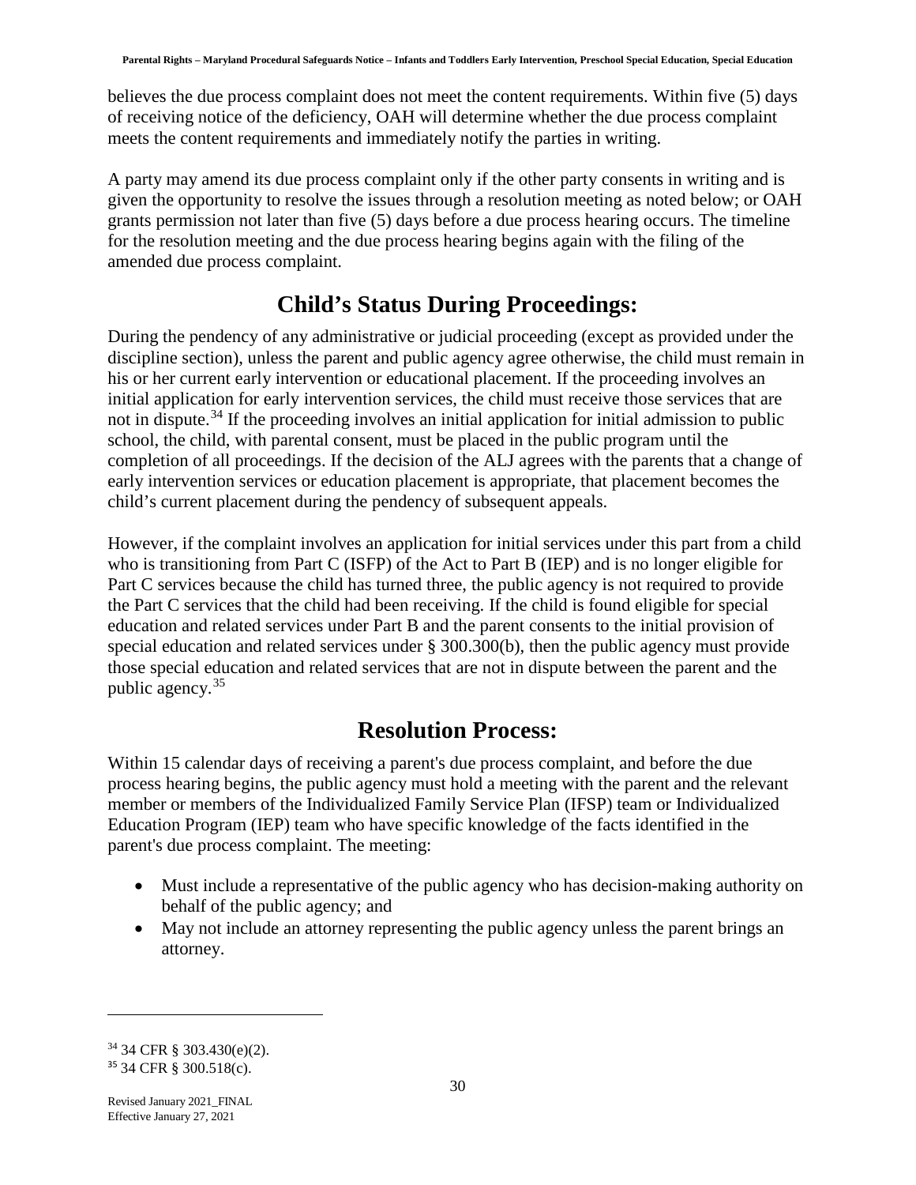believes the due process complaint does not meet the content requirements. Within five (5) days of receiving notice of the deficiency, OAH will determine whether the due process complaint meets the content requirements and immediately notify the parties in writing.

A party may amend its due process complaint only if the other party consents in writing and is given the opportunity to resolve the issues through a resolution meeting as noted below; or OAH grants permission not later than five (5) days before a due process hearing occurs. The timeline for the resolution meeting and the due process hearing begins again with the filing of the amended due process complaint.

## Child's Status During Proceedings:

During the pendency of any administrative or judicial proceeding (except as provided under the discipline section), unless the parent and public agency agree otherwise, the child must remain in his or her current early intervention or educational placement. If the proceeding involves an initial application for early intervention services, the child must receive those services that are not in dispute.[34] If the proceeding involves an initial application for initial admission to public school, the child, with parental consent, must be placed in the public program until the completion of all proceedings. If the decision of the ALJ agrees with the parents that a change of early intervention services or education placement is appropriate, that placement becomes the child's current placement during the pendency of subsequent appeals.

However, if the complaint involves an application for initial services under this part from a child who is transitioning from Part C (ISFP) of the Act to Part B (IEP) and is no longer eligible for Part C services because the child has turned three, the public agency is not required to provide the Part C services that the child had been receiving. If the child is found eligible for special education and related services under Part B and the parent consents to the initial provision of special education and related services under § 300.300(b), then the public agency must provide those special education and related services that are not in dispute between the parent and the public agency.[35]

## Resolution Process:

Within 15 calendar days of receiving a parent's due process complaint, and before the due process hearing begins, the public agency must hold a meeting with the parent and the relevant member or members of the Individualized Family Service Plan (IFSP) team or Individualized Education Program (IEP) team who have specific knowledge of the facts identified in the parent's due process complaint. The meeting:

- Must include a representative of the public agency who has decision-making authority on behalf of the public agency; and
- May not include an attorney representing the public agency unless the parent brings an attorney.

---

[34] 34 CFR § 303.430(e)(2).
[35] 34 CFR § 300.518(c).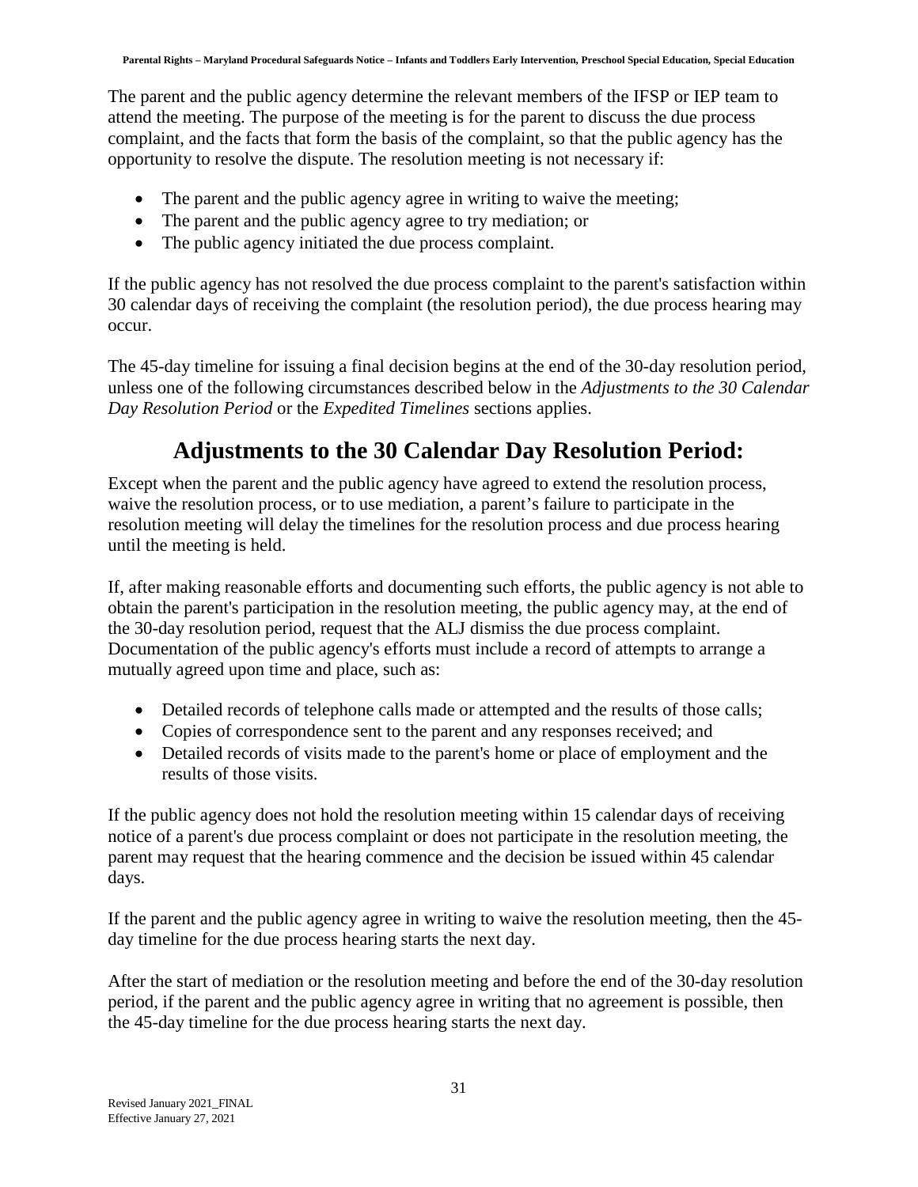The parent and the public agency determine the relevant members of the IFSP or IEP team to attend the meeting. The purpose of the meeting is for the parent to discuss the due process complaint, and the facts that form the basis of the complaint, so that the public agency has the opportunity to resolve the dispute. The resolution meeting is not necessary if:

- The parent and the public agency agree in writing to waive the meeting;
- The parent and the public agency agree to try mediation; or
- The public agency initiated the due process complaint.

If the public agency has not resolved the due process complaint to the parent's satisfaction within 30 calendar days of receiving the complaint (the resolution period), the due process hearing may occur.

The 45-day timeline for issuing a final decision begins at the end of the 30-day resolution period, unless one of the following circumstances described below in the *Adjustments to the 30 Calendar Day Resolution Period* or the *Expedited Timelines* sections applies.

## Adjustments to the 30 Calendar Day Resolution Period:

Except when the parent and the public agency have agreed to extend the resolution process, waive the resolution process, or to use mediation, a parent's failure to participate in the resolution meeting will delay the timelines for the resolution process and due process hearing until the meeting is held.

If, after making reasonable efforts and documenting such efforts, the public agency is not able to obtain the parent's participation in the resolution meeting, the public agency may, at the end of the 30-day resolution period, request that the ALJ dismiss the due process complaint. Documentation of the public agency's efforts must include a record of attempts to arrange a mutually agreed upon time and place, such as:

- Detailed records of telephone calls made or attempted and the results of those calls;
- Copies of correspondence sent to the parent and any responses received; and
- Detailed records of visits made to the parent's home or place of employment and the results of those visits.

If the public agency does not hold the resolution meeting within 15 calendar days of receiving notice of a parent's due process complaint or does not participate in the resolution meeting, the parent may request that the hearing commence and the decision be issued within 45 calendar days.

If the parent and the public agency agree in writing to waive the resolution meeting, then the 45-day timeline for the due process hearing starts the next day.

After the start of mediation or the resolution meeting and before the end of the 30-day resolution period, if the parent and the public agency agree in writing that no agreement is possible, then the 45-day timeline for the due process hearing starts the next day.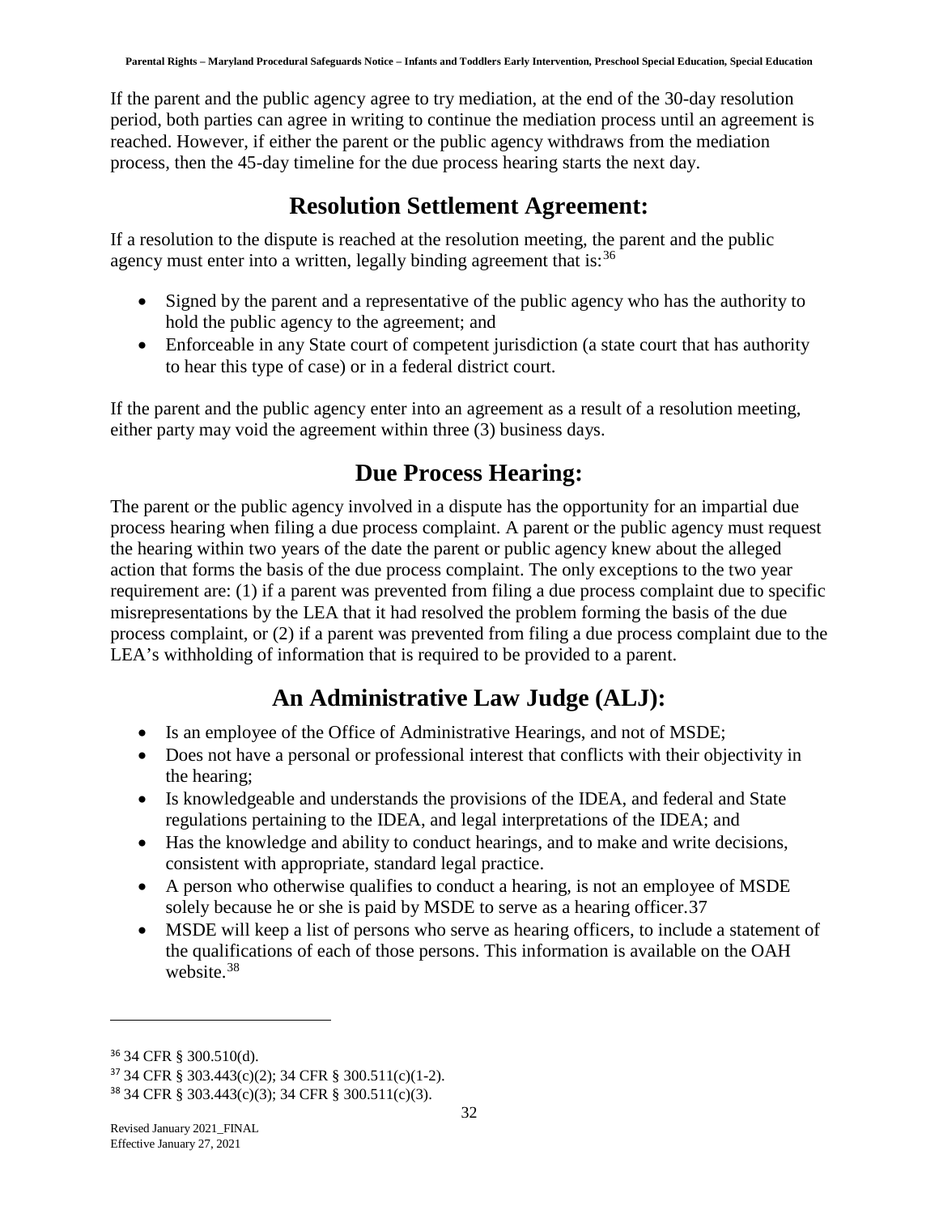If the parent and the public agency agree to try mediation, at the end of the 30-day resolution period, both parties can agree in writing to continue the mediation process until an agreement is reached. However, if either the parent or the public agency withdraws from the mediation process, then the 45-day timeline for the due process hearing starts the next day.

## Resolution Settlement Agreement:

If a resolution to the dispute is reached at the resolution meeting, the parent and the public agency must enter into a written, legally binding agreement that is:[36]

- Signed by the parent and a representative of the public agency who has the authority to hold the public agency to the agreement; and
- Enforceable in any State court of competent jurisdiction (a state court that has authority to hear this type of case) or in a federal district court.

If the parent and the public agency enter into an agreement as a result of a resolution meeting, either party may void the agreement within three (3) business days.

## Due Process Hearing:

The parent or the public agency involved in a dispute has the opportunity for an impartial due process hearing when filing a due process complaint. A parent or the public agency must request the hearing within two years of the date the parent or public agency knew about the alleged action that forms the basis of the due process complaint. The only exceptions to the two year requirement are: (1) if a parent was prevented from filing a due process complaint due to specific misrepresentations by the LEA that it had resolved the problem forming the basis of the due process complaint, or (2) if a parent was prevented from filing a due process complaint due to the LEA's withholding of information that is required to be provided to a parent.

## An Administrative Law Judge (ALJ):

- Is an employee of the Office of Administrative Hearings, and not of MSDE;
- Does not have a personal or professional interest that conflicts with their objectivity in the hearing;
- Is knowledgeable and understands the provisions of the IDEA, and federal and State regulations pertaining to the IDEA, and legal interpretations of the IDEA; and
- Has the knowledge and ability to conduct hearings, and to make and write decisions, consistent with appropriate, standard legal practice.
- A person who otherwise qualifies to conduct a hearing, is not an employee of MSDE solely because he or she is paid by MSDE to serve as a hearing officer.[37]
- MSDE will keep a list of persons who serve as hearing officers, to include a statement of the qualifications of each of those persons. This information is available on the OAH website.[38]

---

[36] 34 CFR § 300.510(d).

[37] 34 CFR § 303.443(c)(2); 34 CFR § 300.511(c)(1-2).

[38] 34 CFR § 303.443(c)(3); 34 CFR § 300.511(c)(3).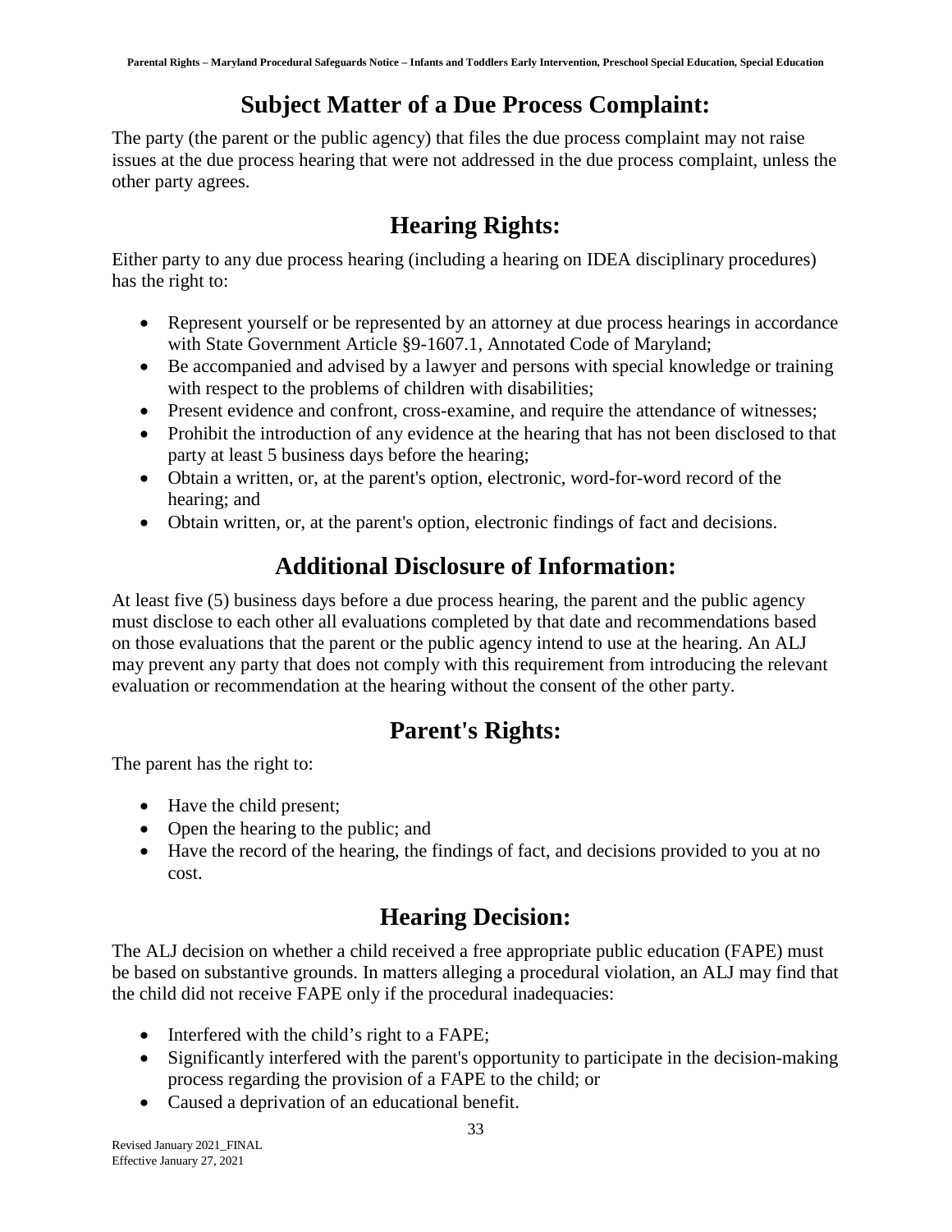## Subject Matter of a Due Process Complaint:

The party (the parent or the public agency) that files the due process complaint may not raise issues at the due process hearing that were not addressed in the due process complaint, unless the other party agrees.

## Hearing Rights:

Either party to any due process hearing (including a hearing on IDEA disciplinary procedures) has the right to:

- Represent yourself or be represented by an attorney at due process hearings in accordance with State Government Article §9-1607.1, Annotated Code of Maryland;
- Be accompanied and advised by a lawyer and persons with special knowledge or training with respect to the problems of children with disabilities;
- Present evidence and confront, cross-examine, and require the attendance of witnesses;
- Prohibit the introduction of any evidence at the hearing that has not been disclosed to that party at least 5 business days before the hearing;
- Obtain a written, or, at the parent's option, electronic, word-for-word record of the hearing; and
- Obtain written, or, at the parent's option, electronic findings of fact and decisions.

## Additional Disclosure of Information:

At least five (5) business days before a due process hearing, the parent and the public agency must disclose to each other all evaluations completed by that date and recommendations based on those evaluations that the parent or the public agency intend to use at the hearing. An ALJ may prevent any party that does not comply with this requirement from introducing the relevant evaluation or recommendation at the hearing without the consent of the other party.

## Parent's Rights:

The parent has the right to:

- Have the child present;
- Open the hearing to the public; and
- Have the record of the hearing, the findings of fact, and decisions provided to you at no cost.

## Hearing Decision:

The ALJ decision on whether a child received a free appropriate public education (FAPE) must be based on substantive grounds. In matters alleging a procedural violation, an ALJ may find that the child did not receive FAPE only if the procedural inadequacies:

- Interfered with the child's right to a FAPE;
- Significantly interfered with the parent's opportunity to participate in the decision-making process regarding the provision of a FAPE to the child; or
- Caused a deprivation of an educational benefit.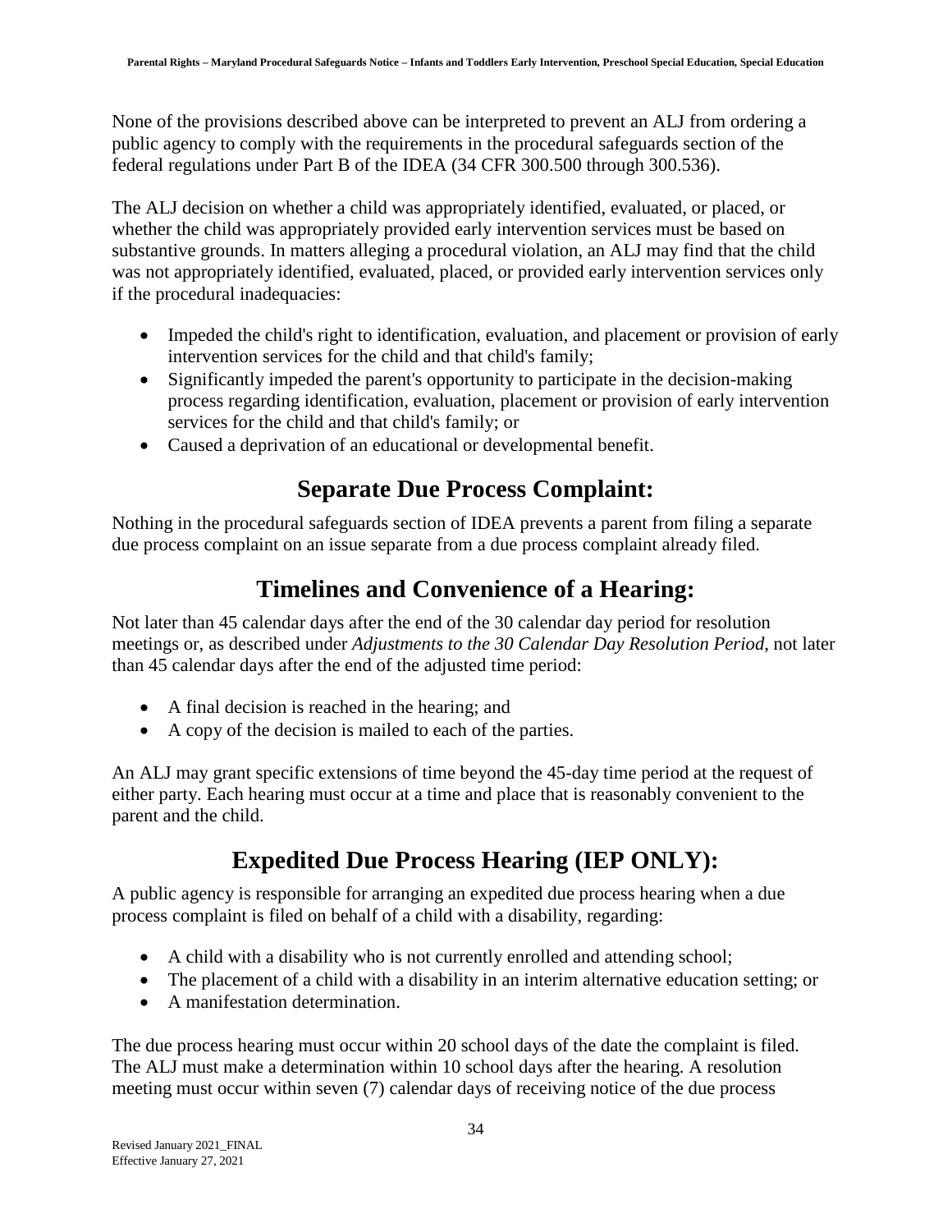None of the provisions described above can be interpreted to prevent an ALJ from ordering a public agency to comply with the requirements in the procedural safeguards section of the federal regulations under Part B of the IDEA (34 CFR 300.500 through 300.536).

The ALJ decision on whether a child was appropriately identified, evaluated, or placed, or whether the child was appropriately provided early intervention services must be based on substantive grounds. In matters alleging a procedural violation, an ALJ may find that the child was not appropriately identified, evaluated, placed, or provided early intervention services only if the procedural inadequacies:

- Impeded the child's right to identification, evaluation, and placement or provision of early intervention services for the child and that child's family;
- Significantly impeded the parent's opportunity to participate in the decision-making process regarding identification, evaluation, placement or provision of early intervention services for the child and that child's family; or
- Caused a deprivation of an educational or developmental benefit.

## Separate Due Process Complaint:

Nothing in the procedural safeguards section of IDEA prevents a parent from filing a separate due process complaint on an issue separate from a due process complaint already filed.

## Timelines and Convenience of a Hearing:

Not later than 45 calendar days after the end of the 30 calendar day period for resolution meetings or, as described under *Adjustments to the 30 Calendar Day Resolution Period*, not later than 45 calendar days after the end of the adjusted time period:

- A final decision is reached in the hearing; and
- A copy of the decision is mailed to each of the parties.

An ALJ may grant specific extensions of time beyond the 45-day time period at the request of either party. Each hearing must occur at a time and place that is reasonably convenient to the parent and the child.

## Expedited Due Process Hearing (IEP ONLY):

A public agency is responsible for arranging an expedited due process hearing when a due process complaint is filed on behalf of a child with a disability, regarding:

- A child with a disability who is not currently enrolled and attending school;
- The placement of a child with a disability in an interim alternative education setting; or
- A manifestation determination.

The due process hearing must occur within 20 school days of the date the complaint is filed. The ALJ must make a determination within 10 school days after the hearing. A resolution meeting must occur within seven (7) calendar days of receiving notice of the due process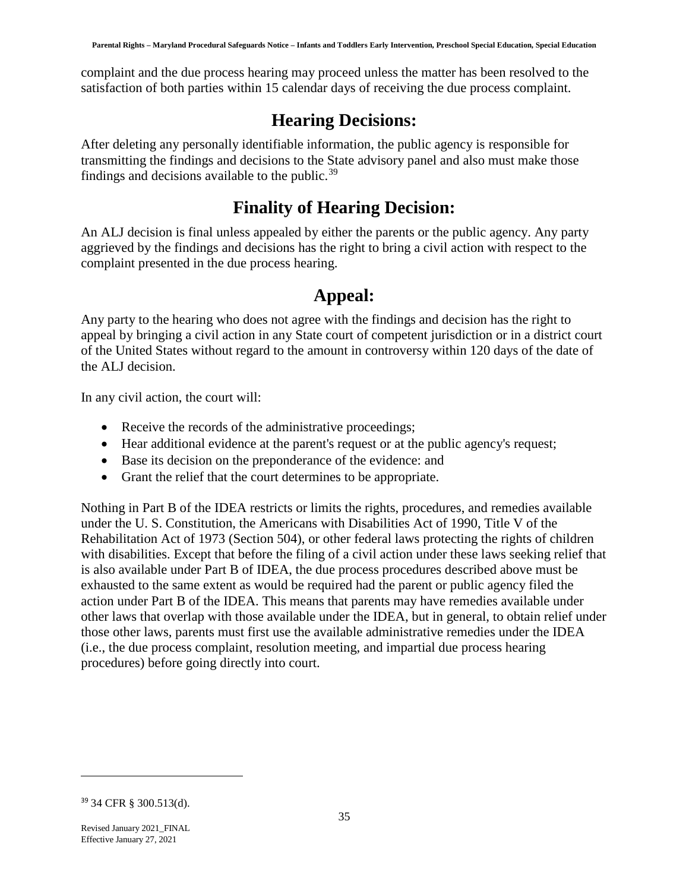complaint and the due process hearing may proceed unless the matter has been resolved to the satisfaction of both parties within 15 calendar days of receiving the due process complaint.

## Hearing Decisions:

After deleting any personally identifiable information, the public agency is responsible for transmitting the findings and decisions to the State advisory panel and also must make those findings and decisions available to the public.[39]

## Finality of Hearing Decision:

An ALJ decision is final unless appealed by either the parents or the public agency. Any party aggrieved by the findings and decisions has the right to bring a civil action with respect to the complaint presented in the due process hearing.

## Appeal:

Any party to the hearing who does not agree with the findings and decision has the right to appeal by bringing a civil action in any State court of competent jurisdiction or in a district court of the United States without regard to the amount in controversy within 120 days of the date of the ALJ decision.

In any civil action, the court will:

- Receive the records of the administrative proceedings;
- Hear additional evidence at the parent's request or at the public agency's request;
- Base its decision on the preponderance of the evidence: and
- Grant the relief that the court determines to be appropriate.

Nothing in Part B of the IDEA restricts or limits the rights, procedures, and remedies available under the U. S. Constitution, the Americans with Disabilities Act of 1990, Title V of the Rehabilitation Act of 1973 (Section 504), or other federal laws protecting the rights of children with disabilities. Except that before the filing of a civil action under these laws seeking relief that is also available under Part B of IDEA, the due process procedures described above must be exhausted to the same extent as would be required had the parent or public agency filed the action under Part B of the IDEA. This means that parents may have remedies available under other laws that overlap with those available under the IDEA, but in general, to obtain relief under those other laws, parents must first use the available administrative remedies under the IDEA (i.e., the due process complaint, resolution meeting, and impartial due process hearing procedures) before going directly into court.

[39] 34 CFR § 300.513(d).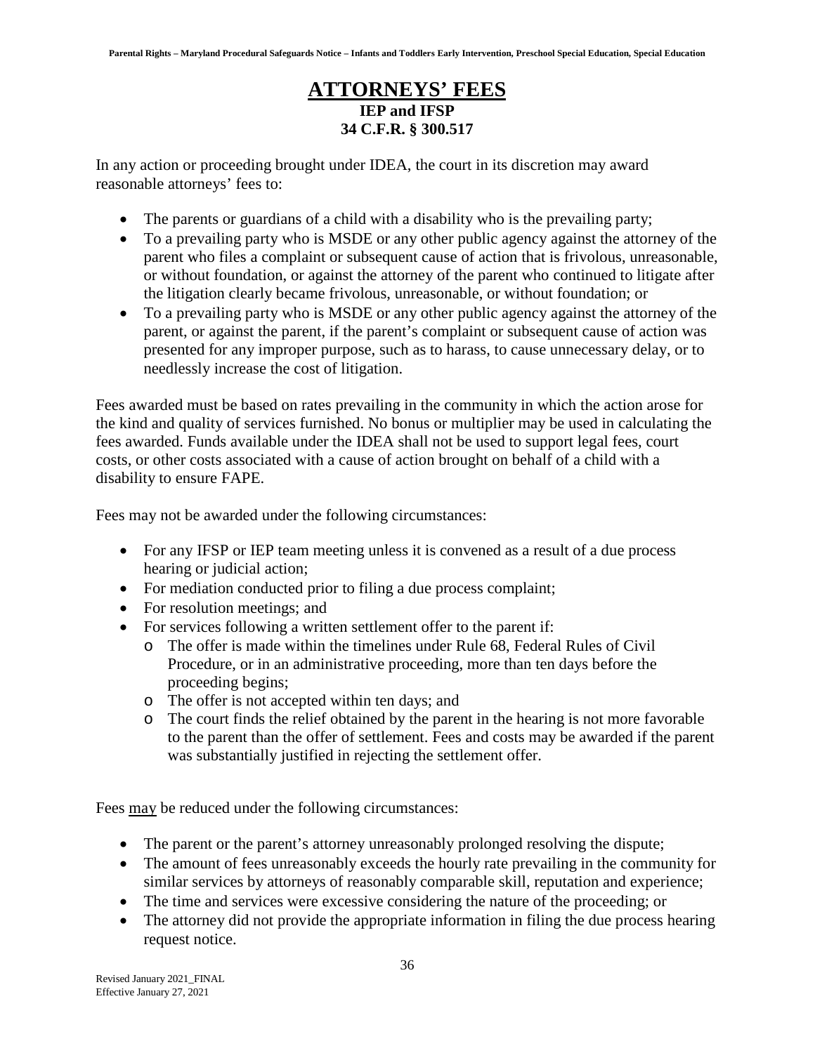# ATTORNEYS' FEES

**IEP and IFSP**
**34 C.F.R. § 300.517**

In any action or proceeding brought under IDEA, the court in its discretion may award reasonable attorneys' fees to:

- The parents or guardians of a child with a disability who is the prevailing party;
- To a prevailing party who is MSDE or any other public agency against the attorney of the parent who files a complaint or subsequent cause of action that is frivolous, unreasonable, or without foundation, or against the attorney of the parent who continued to litigate after the litigation clearly became frivolous, unreasonable, or without foundation; or
- To a prevailing party who is MSDE or any other public agency against the attorney of the parent, or against the parent, if the parent's complaint or subsequent cause of action was presented for any improper purpose, such as to harass, to cause unnecessary delay, or to needlessly increase the cost of litigation.

Fees awarded must be based on rates prevailing in the community in which the action arose for the kind and quality of services furnished. No bonus or multiplier may be used in calculating the fees awarded. Funds available under the IDEA shall not be used to support legal fees, court costs, or other costs associated with a cause of action brought on behalf of a child with a disability to ensure FAPE.

Fees may not be awarded under the following circumstances:

- For any IFSP or IEP team meeting unless it is convened as a result of a due process hearing or judicial action;
- For mediation conducted prior to filing a due process complaint;
- For resolution meetings; and
- For services following a written settlement offer to the parent if:
  - The offer is made within the timelines under Rule 68, Federal Rules of Civil Procedure, or in an administrative proceeding, more than ten days before the proceeding begins;
  - The offer is not accepted within ten days; and
  - The court finds the relief obtained by the parent in the hearing is not more favorable to the parent than the offer of settlement. Fees and costs may be awarded if the parent was substantially justified in rejecting the settlement offer.

Fees <u>may</u> be reduced under the following circumstances:

- The parent or the parent's attorney unreasonably prolonged resolving the dispute;
- The amount of fees unreasonably exceeds the hourly rate prevailing in the community for similar services by attorneys of reasonably comparable skill, reputation and experience;
- The time and services were excessive considering the nature of the proceeding; or
- The attorney did not provide the appropriate information in filing the due process hearing request notice.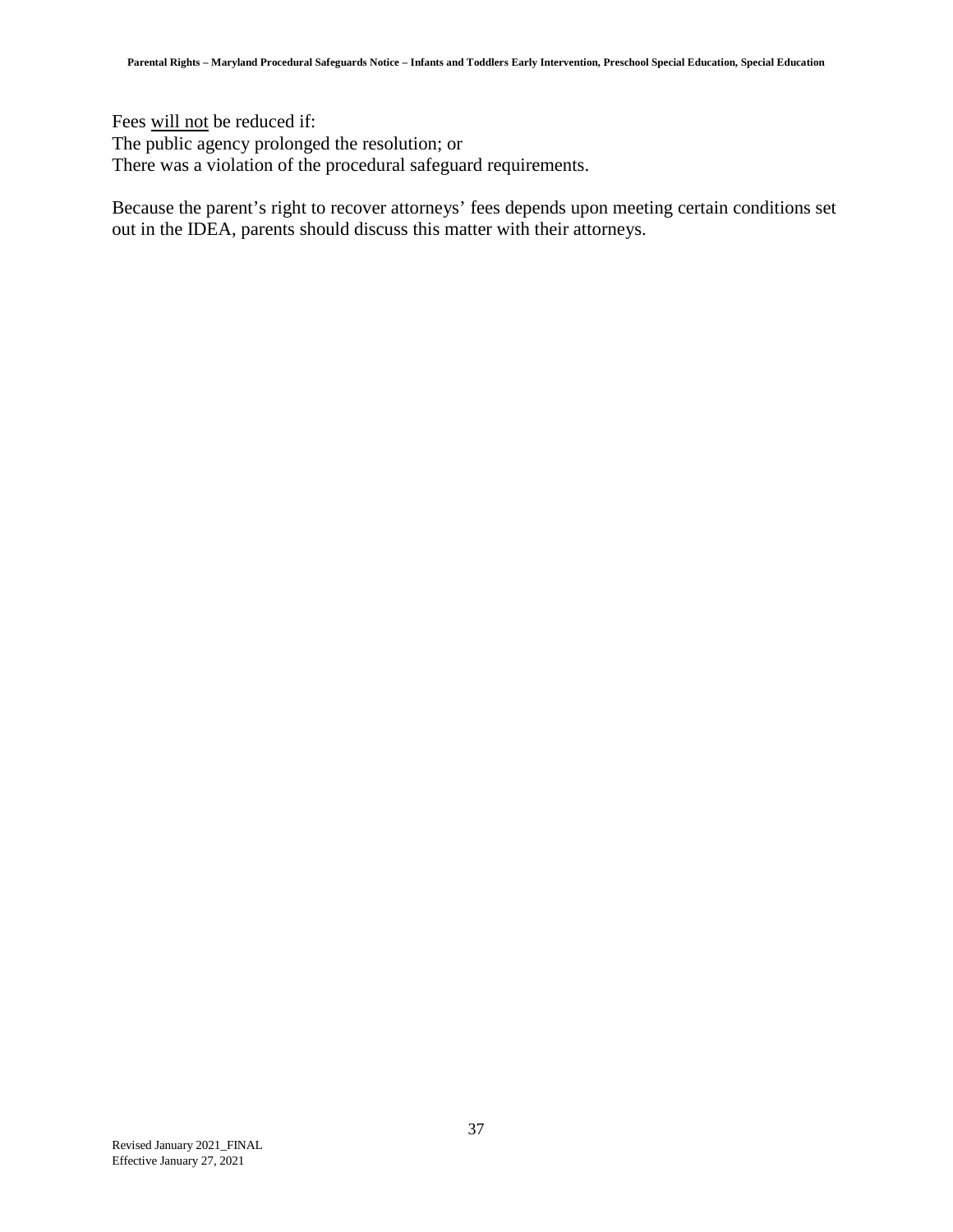Fees <u>will not</u> be reduced if:
The public agency prolonged the resolution; or
There was a violation of the procedural safeguard requirements.

Because the parent's right to recover attorneys' fees depends upon meeting certain conditions set out in the IDEA, parents should discuss this matter with their attorneys.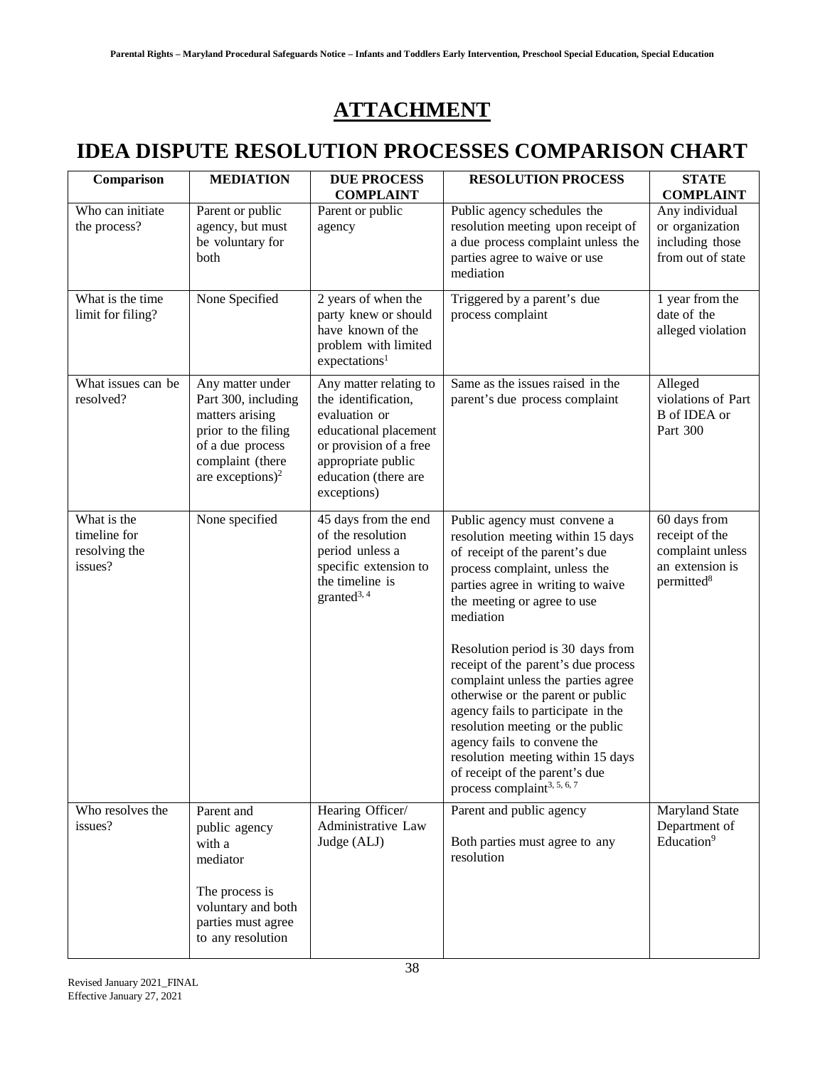# ATTACHMENT

# IDEA DISPUTE RESOLUTION PROCESSES COMPARISON CHART

| Comparison | MEDIATION | DUE PROCESS COMPLAINT | RESOLUTION PROCESS | STATE COMPLAINT |
|---|---|---|---|---|
| Who can initiate the process? | Parent or public agency, but must be voluntary for both | Parent or public agency | Public agency schedules the resolution meeting upon receipt of a due process complaint unless the parties agree to waive or use mediation | Any individual or organization including those from out of state |
| What is the time limit for filing? | None Specified | 2 years of when the party knew or should have known of the problem with limited expectations[1] | Triggered by a parent's due process complaint | 1 year from the date of the alleged violation |
| What issues can be resolved? | Any matter under Part 300, including matters arising prior to the filing of a due process complaint (there are exceptions)[2] | Any matter relating to the identification, evaluation or educational placement or provision of a free appropriate public education (there are exceptions) | Same as the issues raised in the parent's due process complaint | Alleged violations of Part B of IDEA or Part 300 |
| What is the timeline for resolving the issues? | None specified | 45 days from the end of the resolution period unless a specific extension to the timeline is granted[3, 4] | Public agency must convene a resolution meeting within 15 days of receipt of the parent's due process complaint, unless the parties agree in writing to waive the meeting or agree to use mediation<br><br>Resolution period is 30 days from receipt of the parent's due process complaint unless the parties agree otherwise or the parent or public agency fails to participate in the resolution meeting or the public agency fails to convene the resolution meeting within 15 days of receipt of the parent's due process complaint[3, 5, 6, 7] | 60 days from receipt of the complaint unless an extension is permitted[8] |
| Who resolves the issues? | Parent and public agency with a mediator<br><br>The process is voluntary and both parties must agree to any resolution | Hearing Officer/ Administrative Law Judge (ALJ) | Parent and public agency<br><br>Both parties must agree to any resolution | Maryland State Department of Education[9] |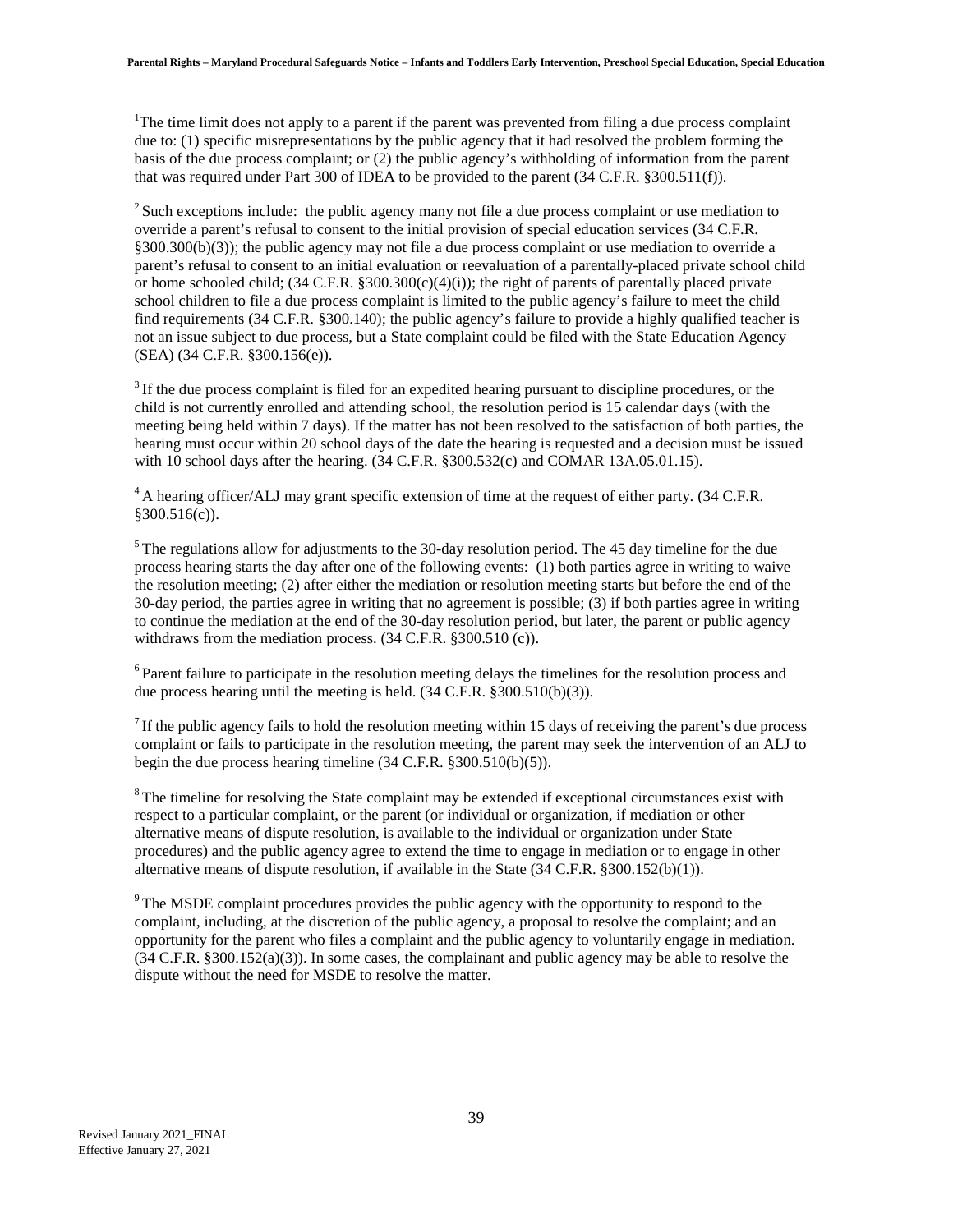[1]The time limit does not apply to a parent if the parent was prevented from filing a due process complaint due to: (1) specific misrepresentations by the public agency that it had resolved the problem forming the basis of the due process complaint; or (2) the public agency's withholding of information from the parent that was required under Part 300 of IDEA to be provided to the parent (34 C.F.R. §300.511(f)).

[2] Such exceptions include: the public agency many not file a due process complaint or use mediation to override a parent's refusal to consent to the initial provision of special education services (34 C.F.R. §300.300(b)(3)); the public agency may not file a due process complaint or use mediation to override a parent's refusal to consent to an initial evaluation or reevaluation of a parentally-placed private school child or home schooled child; (34 C.F.R. §300.300(c)(4)(i)); the right of parents of parentally placed private school children to file a due process complaint is limited to the public agency's failure to meet the child find requirements (34 C.F.R. §300.140); the public agency's failure to provide a highly qualified teacher is not an issue subject to due process, but a State complaint could be filed with the State Education Agency (SEA) (34 C.F.R. §300.156(e)).

[3] If the due process complaint is filed for an expedited hearing pursuant to discipline procedures, or the child is not currently enrolled and attending school, the resolution period is 15 calendar days (with the meeting being held within 7 days). If the matter has not been resolved to the satisfaction of both parties, the hearing must occur within 20 school days of the date the hearing is requested and a decision must be issued with 10 school days after the hearing. (34 C.F.R. §300.532(c) and COMAR 13A.05.01.15).

[4] A hearing officer/ALJ may grant specific extension of time at the request of either party. (34 C.F.R. §300.516(c)).

[5] The regulations allow for adjustments to the 30-day resolution period. The 45 day timeline for the due process hearing starts the day after one of the following events: (1) both parties agree in writing to waive the resolution meeting; (2) after either the mediation or resolution meeting starts but before the end of the 30-day period, the parties agree in writing that no agreement is possible; (3) if both parties agree in writing to continue the mediation at the end of the 30-day resolution period, but later, the parent or public agency withdraws from the mediation process. (34 C.F.R. §300.510 (c)).

[6] Parent failure to participate in the resolution meeting delays the timelines for the resolution process and due process hearing until the meeting is held. (34 C.F.R. §300.510(b)(3)).

[7] If the public agency fails to hold the resolution meeting within 15 days of receiving the parent's due process complaint or fails to participate in the resolution meeting, the parent may seek the intervention of an ALJ to begin the due process hearing timeline (34 C.F.R. §300.510(b)(5)).

[8] The timeline for resolving the State complaint may be extended if exceptional circumstances exist with respect to a particular complaint, or the parent (or individual or organization, if mediation or other alternative means of dispute resolution, is available to the individual or organization under State procedures) and the public agency agree to extend the time to engage in mediation or to engage in other alternative means of dispute resolution, if available in the State (34 C.F.R. §300.152(b)(1)).

[9] The MSDE complaint procedures provides the public agency with the opportunity to respond to the complaint, including, at the discretion of the public agency, a proposal to resolve the complaint; and an opportunity for the parent who files a complaint and the public agency to voluntarily engage in mediation. (34 C.F.R. §300.152(a)(3)). In some cases, the complainant and public agency may be able to resolve the dispute without the need for MSDE to resolve the matter.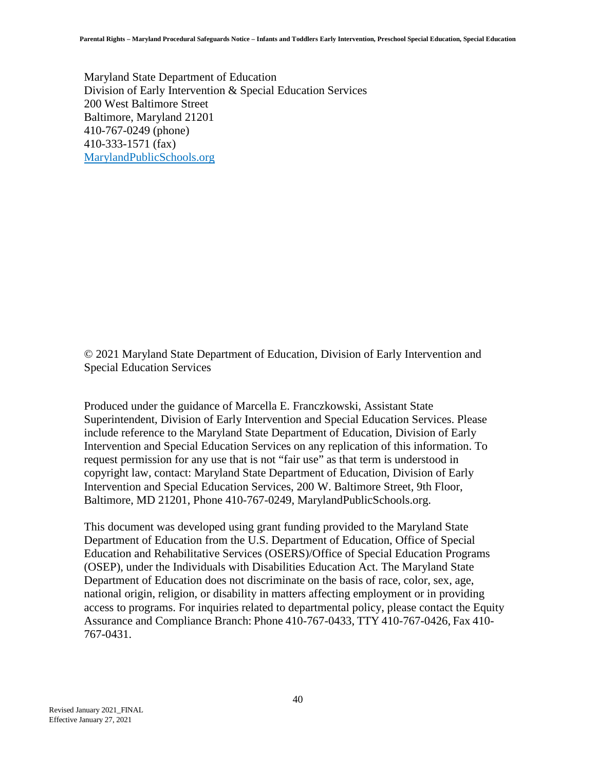Maryland State Department of Education
Division of Early Intervention & Special Education Services
200 West Baltimore Street
Baltimore, Maryland 21201
410-767-0249 (phone)
410-333-1571 (fax)
[MarylandPublicSchools.org](http://MarylandPublicSchools.org)

© 2021 Maryland State Department of Education, Division of Early Intervention and Special Education Services

Produced under the guidance of Marcella E. Franczkowski, Assistant State Superintendent, Division of Early Intervention and Special Education Services. Please include reference to the Maryland State Department of Education, Division of Early Intervention and Special Education Services on any replication of this information. To request permission for any use that is not "fair use" as that term is understood in copyright law, contact: Maryland State Department of Education, Division of Early Intervention and Special Education Services, 200 W. Baltimore Street, 9th Floor, Baltimore, MD 21201, Phone 410-767-0249, MarylandPublicSchools.org.

This document was developed using grant funding provided to the Maryland State Department of Education from the U.S. Department of Education, Office of Special Education and Rehabilitative Services (OSERS)/Office of Special Education Programs (OSEP), under the Individuals with Disabilities Education Act. The Maryland State Department of Education does not discriminate on the basis of race, color, sex, age, national origin, religion, or disability in matters affecting employment or in providing access to programs. For inquiries related to departmental policy, please contact the Equity Assurance and Compliance Branch: Phone 410-767-0433, TTY 410-767-0426, Fax 410-767-0431.